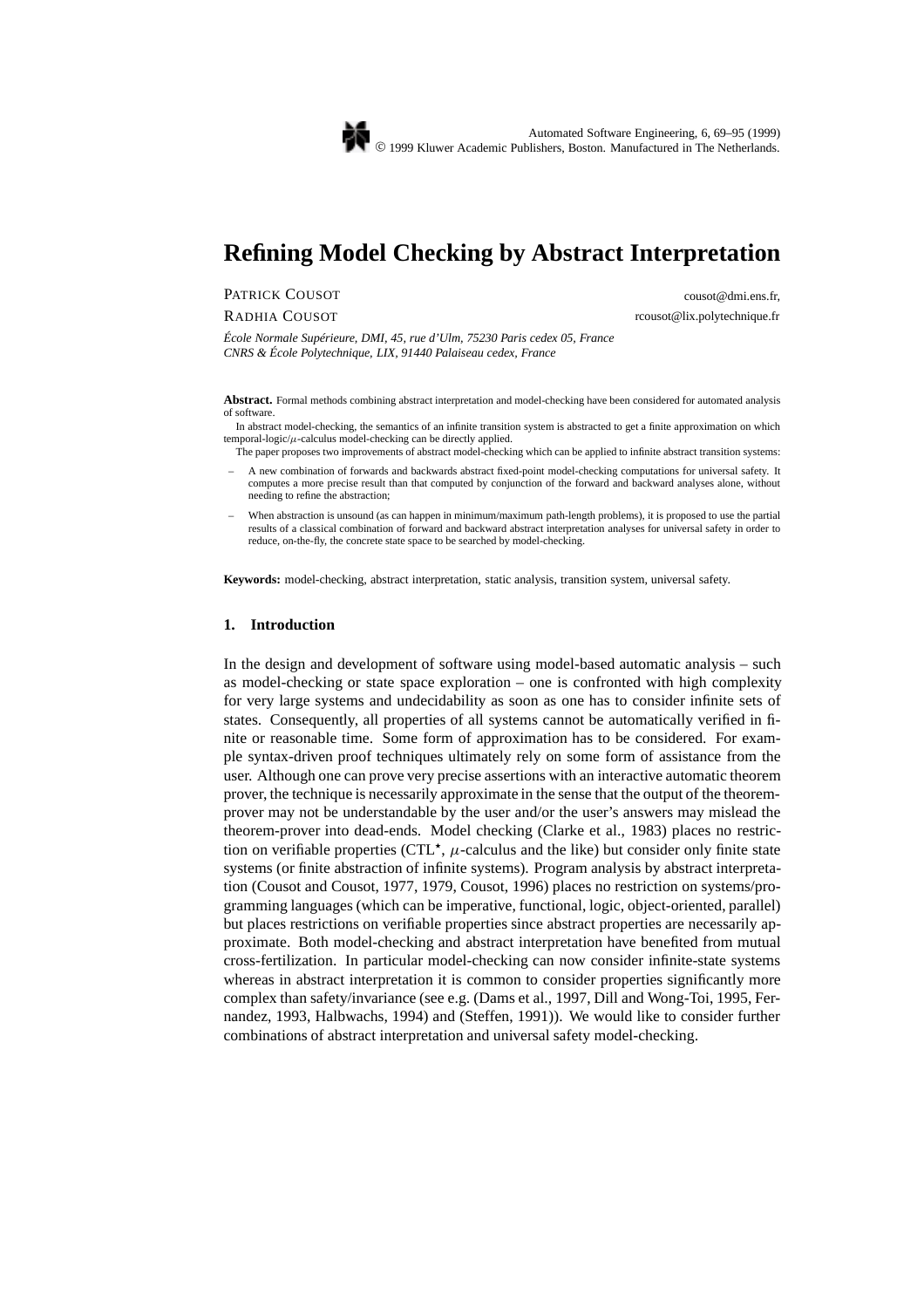# Refining Model Checking by Abstract Interpretation

PATRICK COUSOT cousot@dmi.ens.fr,

RADHIA COUSOT rcousot@lix.polytechnique.fr

*École Normale Supérieure, DMI, 45, rue d'Ulm, 75230 Paris cedex 05, France*
*CNRS & École Polytechnique, LIX, 91440 Palaiseau cedex, France*

**Abstract.** Formal methods combining abstract interpretation and model-checking have been considered for automated analysis of software.

In abstract model-checking, the semantics of an infinite transition system is abstracted to get a finite approximation on which temporal-logic/$\mu$-calculus model-checking can be directly applied.

The paper proposes two improvements of abstract model-checking which can be applied to infinite abstract transition systems:

- A new combination of forwards and backwards abstract fixed-point model-checking computations for universal safety. It computes a more precise result than that computed by conjunction of the forward and backward analyses alone, without needing to refine the abstraction;
- When abstraction is unsound (as can happen in minimum/maximum path-length problems), it is proposed to use the partial results of a classical combination of forward and backward abstract interpretation analyses for universal safety in order to reduce, on-the-fly, the concrete state space to be searched by model-checking.

**Keywords:** model-checking, abstract interpretation, static analysis, transition system, universal safety.

## 1. Introduction

In the design and development of software using model-based automatic analysis – such as model-checking or state space exploration – one is confronted with high complexity for very large systems and undecidability as soon as one has to consider infinite sets of states. Consequently, all properties of all systems cannot be automatically verified in finite or reasonable time. Some form of approximation has to be considered. For example syntax-driven proof techniques ultimately rely on some form of assistance from the user. Although one can prove very precise assertions with an interactive automatic theorem prover, the technique is necessarily approximate in the sense that the output of the theorem-prover may not be understandable by the user and/or the user's answers may mislead the theorem-prover into dead-ends. Model checking (Clarke et al., 1983) places no restriction on verifiable properties (CTL$^\star$, $\mu$-calculus and the like) but consider only finite state systems (or finite abstraction of infinite systems). Program analysis by abstract interpretation (Cousot and Cousot, 1977, 1979, Cousot, 1996) places no restriction on systems/programming languages (which can be imperative, functional, logic, object-oriented, parallel) but places restrictions on verifiable properties since abstract properties are necessarily approximate. Both model-checking and abstract interpretation have benefited from mutual cross-fertilization. In particular model-checking can now consider infinite-state systems whereas in abstract interpretation it is common to consider properties significantly more complex than safety/invariance (see e.g. (Dams et al., 1997, Dill and Wong-Toi, 1995, Fernandez, 1993, Halbwachs, 1994) and (Steffen, 1991)). We would like to consider further combinations of abstract interpretation and universal safety model-checking.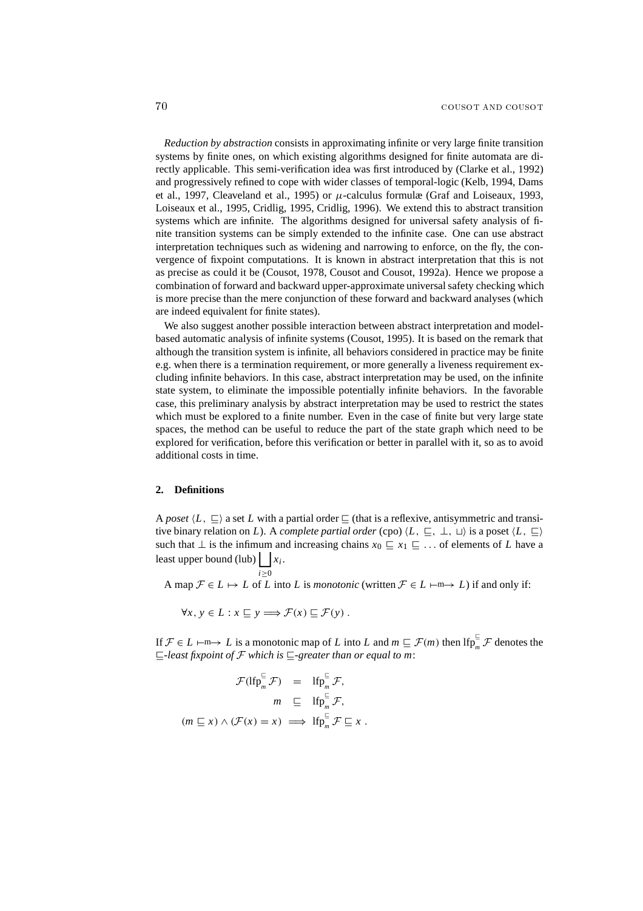*Reduction by abstraction* consists in approximating infinite or very large finite transition systems by finite ones, on which existing algorithms designed for finite automata are directly applicable. This semi-verification idea was first introduced by (Clarke et al., 1992) and progressively refined to cope with wider classes of temporal-logic (Kelb, 1994, Dams et al., 1997, Cleaveland et al., 1995) or $\mu$-calculus formulæ (Graf and Loiseaux, 1993, Loiseaux et al., 1995, Cridlig, 1995, Cridlig, 1996). We extend this to abstract transition systems which are infinite. The algorithms designed for universal safety analysis of finite transition systems can be simply extended to the infinite case. One can use abstract interpretation techniques such as widening and narrowing to enforce, on the fly, the convergence of fixpoint computations. It is known in abstract interpretation that this is not as precise as could it be (Cousot, 1978, Cousot and Cousot, 1992a). Hence we propose a combination of forward and backward upper-approximate universal safety checking which is more precise than the mere conjunction of these forward and backward analyses (which are indeed equivalent for finite states).

We also suggest another possible interaction between abstract interpretation and model-based automatic analysis of infinite systems (Cousot, 1995). It is based on the remark that although the transition system is infinite, all behaviors considered in practice may be finite e.g. when there is a termination requirement, or more generally a liveness requirement excluding infinite behaviors. In this case, abstract interpretation may be used, on the infinite state system, to eliminate the impossible potentially infinite behaviors. In the favorable case, this preliminary analysis by abstract interpretation may be used to restrict the states which must be explored to a finite number. Even in the case of finite but very large state spaces, the method can be useful to reduce the part of the state graph which need to be explored for verification, before this verification or better in parallel with it, so as to avoid additional costs in time.

## 2. Definitions

A *poset* $\langle L,\ \sqsubseteq\rangle$ a set $L$ with a partial order $\sqsubseteq$ (that is a reflexive, antisymmetric and transitive binary relation on $L$). A *complete partial order* (cpo) $\langle L,\ \sqsubseteq,\ \bot,\ \sqcup\rangle$ is a poset $\langle L,\ \sqsubseteq\rangle$ such that $\bot$ is the infimum and increasing chains $x_0 \sqsubseteq x_1 \sqsubseteq \ldots$ of elements of $L$ have a least upper bound (lub) $\bigsqcup_{i \geq 0} x_i$.

A map $\mathcal{F} \in L \mapsto L$ of $L$ into $L$ is *monotonic* (written $\mathcal{F} \in L \stackrel{\mathrm{m}}{\longmapsto} L$) if and only if:

$$\forall x, y \in L : x \sqsubseteq y \Longrightarrow \mathcal{F}(x) \sqsubseteq \mathcal{F}(y)\ .$$

If $\mathcal{F} \in L \stackrel{\mathrm{m}}{\longmapsto} L$ is a monotonic map of $L$ into $L$ and $m \sqsubseteq \mathcal{F}(m)$ then $\mathrm{lfp}_m^{\sqsubseteq} \mathcal{F}$ denotes the $\sqsubseteq$*-least fixpoint of* $\mathcal{F}$ *which is* $\sqsubseteq$*-greater than or equal to* $m$:

$$\begin{array}{rcl} \mathcal{F}(\mathrm{lfp}_m^{\sqsubseteq} \mathcal{F}) & = & \mathrm{lfp}_m^{\sqsubseteq} \mathcal{F}, \\ m & \sqsubseteq & \mathrm{lfp}_m^{\sqsubseteq} \mathcal{F}, \\ (m \sqsubseteq x) \wedge (\mathcal{F}(x) = x) & \Longrightarrow & \mathrm{lfp}_m^{\sqsubseteq} \mathcal{F} \sqsubseteq x\ . \end{array}$$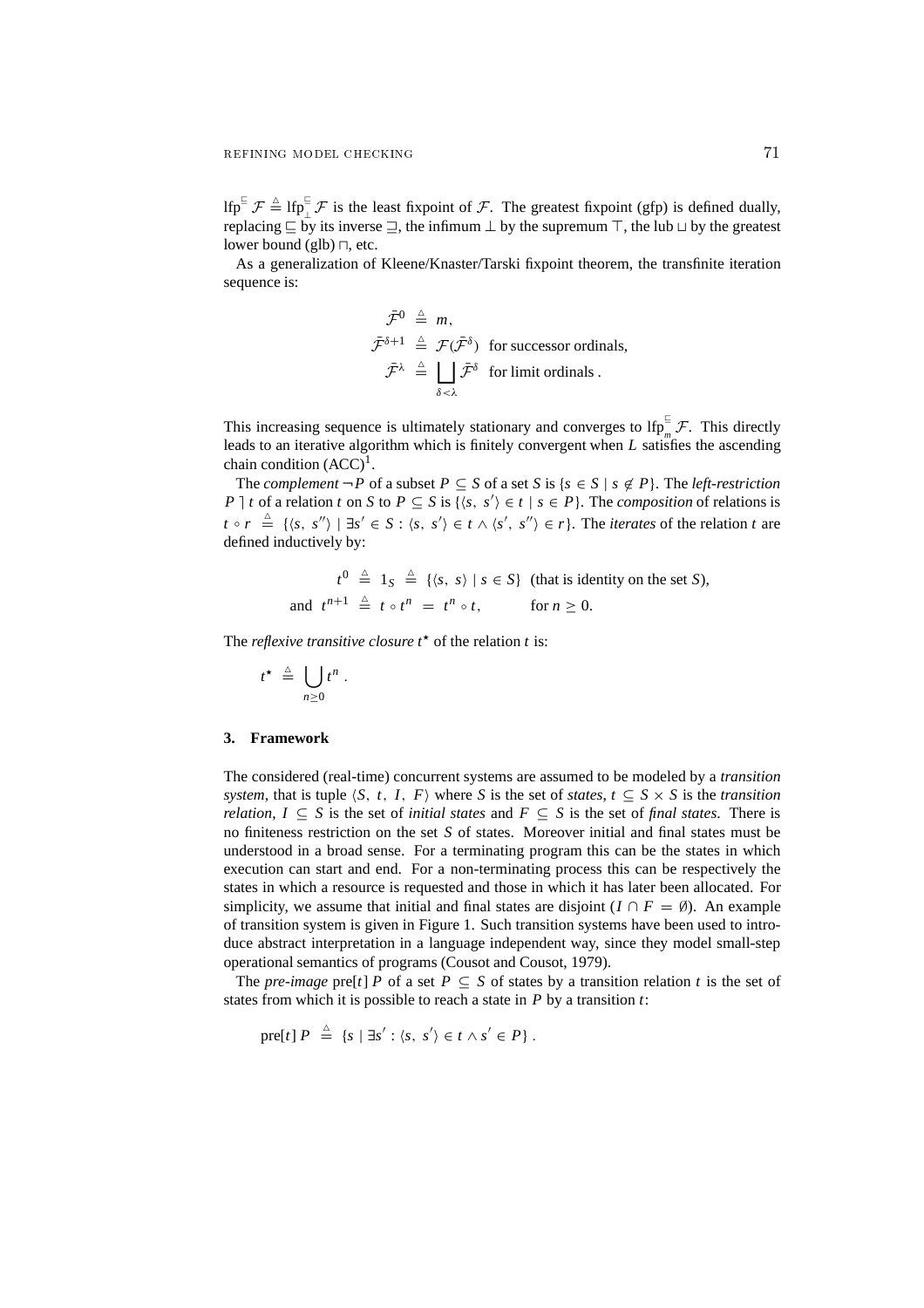$\text{lfp}^{\sqsubseteq} \mathcal{F} \triangleq \text{lfp}^{\sqsubseteq}_{\perp} \mathcal{F}$ is the least fixpoint of $\mathcal{F}$. The greatest fixpoint (gfp) is defined dually, replacing $\sqsubseteq$ by its inverse $\sqsupseteq$, the infimum $\perp$ by the supremum $\top$, the lub $\sqcup$ by the greatest lower bound (glb) $\sqcap$, etc.

As a generalization of Kleene/Knaster/Tarski fixpoint theorem, the transfinite iteration sequence is:

$$
\begin{aligned}
\bar{\mathcal{F}}^{0} &\triangleq m, \\
\bar{\mathcal{F}}^{\delta+1} &\triangleq \mathcal{F}(\bar{\mathcal{F}}^{\delta}) \quad \text{for successor ordinals,} \\
\bar{\mathcal{F}}^{\lambda} &\triangleq \bigsqcup_{\delta<\lambda} \bar{\mathcal{F}}^{\delta} \quad \text{for limit ordinals .}
\end{aligned}
$$

This increasing sequence is ultimately stationary and converges to $\text{lfp}^{\sqsubseteq}_{m} \mathcal{F}$. This directly leads to an iterative algorithm which is finitely convergent when $L$ satisfies the ascending chain condition (ACC)[1].

The *complement* $\neg P$ of a subset $P \subseteq S$ of a set $S$ is $\{s \in S \mid s \notin P\}$. The *left-restriction* $P \rceil t$ of a relation $t$ on $S$ to $P \subseteq S$ is $\{\langle s, s' \rangle \in t \mid s \in P\}$. The *composition* of relations is $t \circ r \triangleq \{\langle s, s'' \rangle \mid \exists s' \in S : \langle s, s' \rangle \in t \wedge \langle s', s'' \rangle \in r\}$. The *iterates* of the relation $t$ are defined inductively by:

$$
\begin{aligned}
& t^{0} \triangleq 1_{S} \triangleq \{\langle s, s \rangle \mid s \in S\} \quad \text{(that is identity on the set } S\text{),} \\
\text{and } \; & t^{n+1} \triangleq t \circ t^{n} = t^{n} \circ t, \qquad \text{for } n \geq 0.
\end{aligned}
$$

The *reflexive transitive closure* $t^{\star}$ of the relation $t$ is:

$$
t^{\star} \triangleq \bigcup_{n \geq 0} t^{n} .
$$

## 3. Framework

The considered (real-time) concurrent systems are assumed to be modeled by a *transition system*, that is tuple $\langle S, t, I, F \rangle$ where $S$ is the set of *states*, $t \subseteq S \times S$ is the *transition relation*, $I \subseteq S$ is the set of *initial states* and $F \subseteq S$ is the set of *final states*. There is no finiteness restriction on the set $S$ of states. Moreover initial and final states must be understood in a broad sense. For a terminating program this can be the states in which execution can start and end. For a non-terminating process this can be respectively the states in which a resource is requested and those in which it has later been allocated. For simplicity, we assume that initial and final states are disjoint ($I \cap F = \emptyset$). An example of transition system is given in Figure 1. Such transition systems have been used to introduce abstract interpretation in a language independent way, since they model small-step operational semantics of programs (Cousot and Cousot, 1979).

The *pre-image* $\text{pre}[t] P$ of a set $P \subseteq S$ of states by a transition relation $t$ is the set of states from which it is possible to reach a state in $P$ by a transition $t$:

$$
\text{pre}[t] P \triangleq \{s \mid \exists s' : \langle s, s' \rangle \in t \wedge s' \in P\} .
$$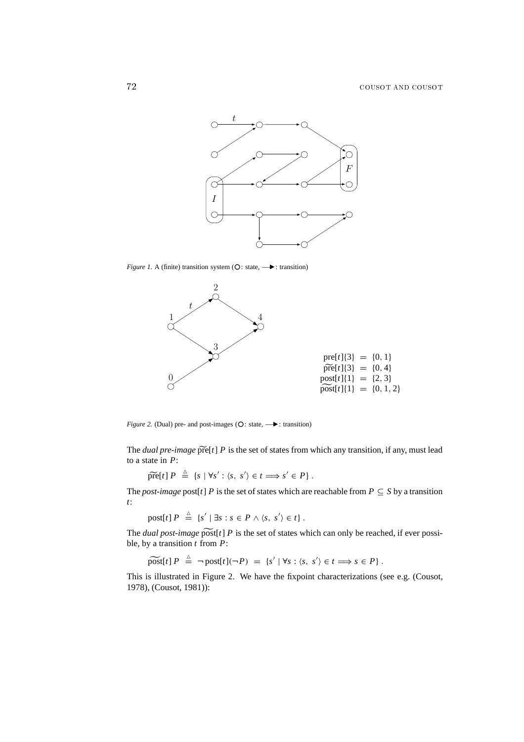*Figure 1.* A (finite) transition system (○: state, ⟶: transition)

t

F

I

2

1

t

4

3

0

$\text{pre}[t]\{3\} = \{0, 1\}$

$\widetilde{\text{pre}}[t]\{3\} = \{0, 4\}$

$\text{post}[t]\{1\} = \{2, 3\}$

$\widetilde{\text{post}}[t]\{1\} = \{0, 1, 2\}$

*Figure 2.* (Dual) pre- and post-images (○: state, ⟶: transition)

The *dual pre-image* $\widetilde{\text{pre}}[t]\, P$ is the set of states from which any transition, if any, must lead to a state in $P$:

$$\widetilde{\text{pre}}[t]\, P \;\stackrel{\triangle}{=}\; \{s \mid \forall s' : \langle s,\ s' \rangle \in t \Longrightarrow s' \in P\}\ .$$

The *post-image* $\text{post}[t]\, P$ is the set of states which are reachable from $P \subseteq S$ by a transition $t$:

$$\text{post}[t]\, P \;\stackrel{\triangle}{=}\; \{s' \mid \exists s : s \in P \wedge \langle s,\ s' \rangle \in t\}\ .$$

The *dual post-image* $\widetilde{\text{post}}[t]\, P$ is the set of states which can only be reached, if ever possible, by a transition $t$ from $P$:

$$\widetilde{\text{post}}[t]\, P \;\stackrel{\triangle}{=}\; \neg\, \text{post}[t](\neg P) \;=\; \{s' \mid \forall s : \langle s,\ s' \rangle \in t \Longrightarrow s \in P\}\ .$$

This is illustrated in Figure 2. We have the fixpoint characterizations (see e.g. (Cousot, 1978), (Cousot, 1981)):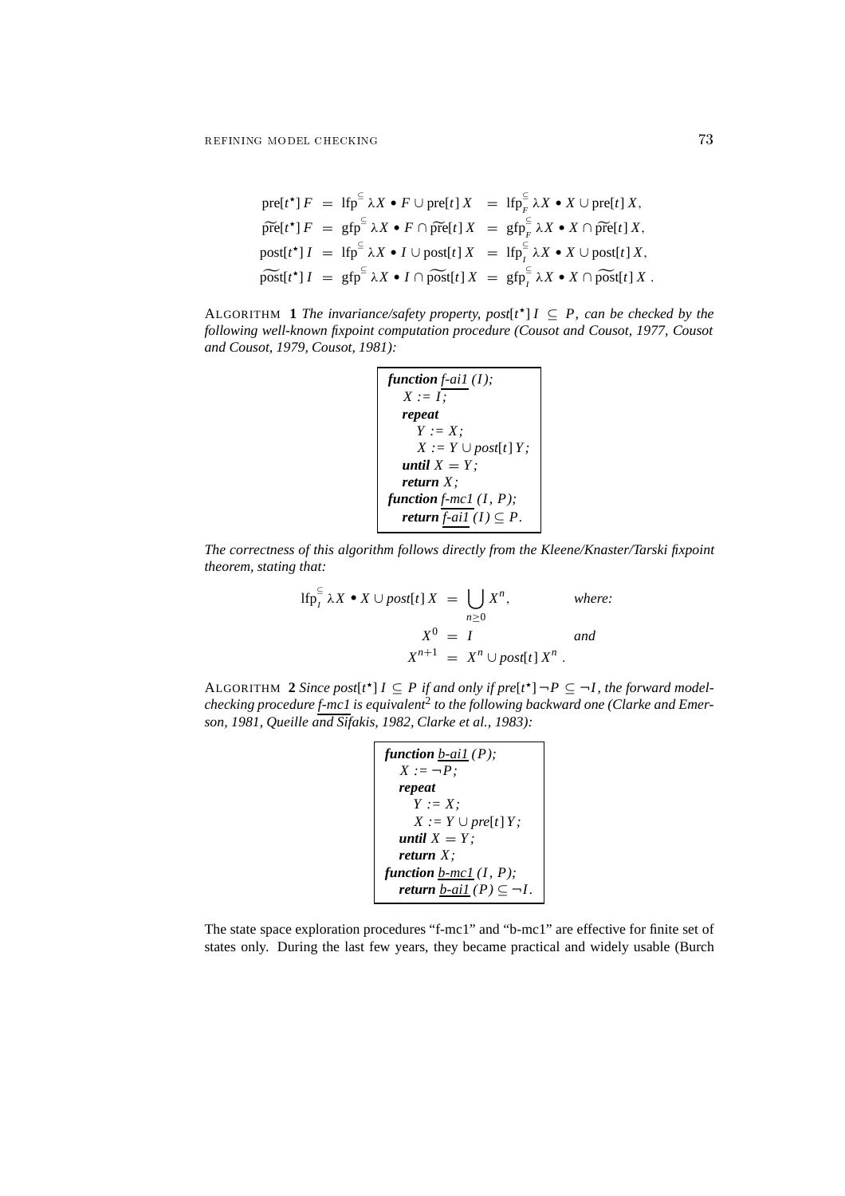$$
\begin{aligned}
\mathrm{pre}[t^\star]\,F &= \mathrm{lfp}^{\subseteq}\,\lambda X \bullet F \cup \mathrm{pre}[t]\,X &&= \mathrm{lfp}^{\subseteq}_{F}\,\lambda X \bullet X \cup \mathrm{pre}[t]\,X,\\
\widetilde{\mathrm{pre}}[t^\star]\,F &= \mathrm{gfp}^{\subseteq}\,\lambda X \bullet F \cap \widetilde{\mathrm{pre}}[t]\,X &&= \mathrm{gfp}^{\subseteq}_{F}\,\lambda X \bullet X \cap \widetilde{\mathrm{pre}}[t]\,X,\\
\mathrm{post}[t^\star]\,I &= \mathrm{lfp}^{\subseteq}\,\lambda X \bullet I \cup \mathrm{post}[t]\,X &&= \mathrm{lfp}^{\subseteq}_{I}\,\lambda X \bullet X \cup \mathrm{post}[t]\,X,\\
\widetilde{\mathrm{post}}[t^\star]\,I &= \mathrm{gfp}^{\subseteq}\,\lambda X \bullet I \cap \widetilde{\mathrm{post}}[t]\,X &&= \mathrm{gfp}^{\subseteq}_{I}\,\lambda X \bullet X \cap \widetilde{\mathrm{post}}[t]\,X\,.
\end{aligned}
$$

ALGORITHM **1** *The invariance/safety property, $post[t^\star]\,I \subseteq P$, can be checked by the following well-known fixpoint computation procedure (Cousot and Cousot, 1977, Cousot and Cousot, 1979, Cousot, 1981):*

```
function f-ai1 (I);
   X := I;
   repeat
      Y := X;
      X := Y ∪ post[t] Y;
   until X = Y;
   return X;
function f-mc1 (I, P);
   return f-ai1 (I) ⊆ P.
```

*The correctness of this algorithm follows directly from the Kleene/Knaster/Tarski fixpoint theorem, stating that:*

$$
\begin{aligned}
\mathrm{lfp}^{\subseteq}_{I}\,\lambda X \bullet X \cup post[t]\,X &= \bigcup_{n \geq 0} X^n, && \textit{where:}\\
X^0 &= I && \textit{and}\\
X^{n+1} &= X^n \cup post[t]\,X^n\,.
\end{aligned}
$$

ALGORITHM **2** *Since $post[t^\star]\,I \subseteq P$ if and only if $pre[t^\star]\,\neg P \subseteq \neg I$, the forward model-checking procedure f-mc1 is equivalent*[2] *to the following backward one (Clarke and Emerson, 1981, Queille and Sifakis, 1982, Clarke et al., 1983):*

```
function b-ai1 (P);
   X := ¬P;
   repeat
      Y := X;
      X := Y ∪ pre[t] Y;
   until X = Y;
   return X;
function b-mc1 (I, P);
   return b-ai1 (P) ⊆ ¬I.
```

The state space exploration procedures "f-mc1" and "b-mc1" are effective for finite set of states only. During the last few years, they became practical and widely usable (Burch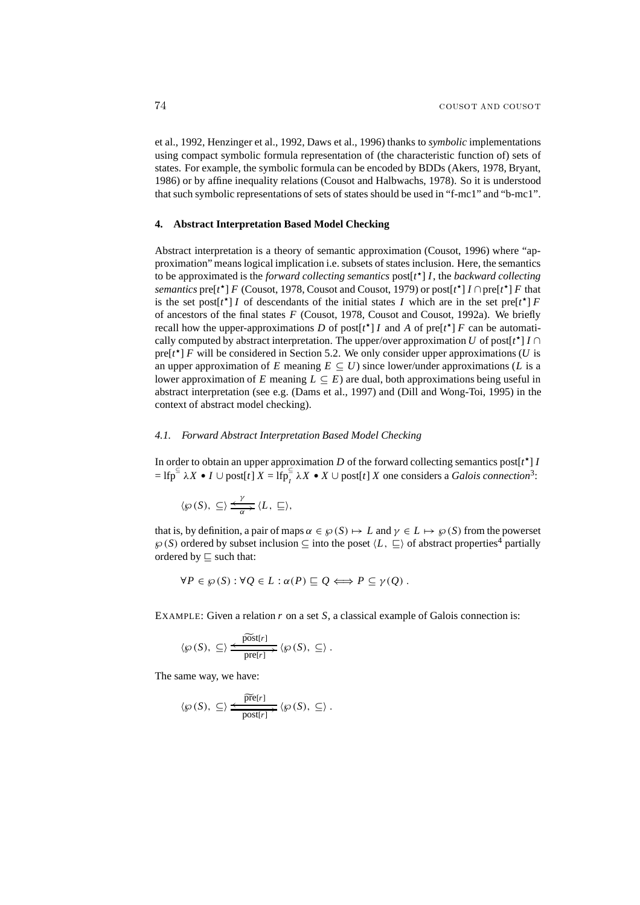et al., 1992, Henzinger et al., 1992, Daws et al., 1996) thanks to *symbolic* implementations using compact symbolic formula representation of (the characteristic function of) sets of states. For example, the symbolic formula can be encoded by BDDs (Akers, 1978, Bryant, 1986) or by affine inequality relations (Cousot and Halbwachs, 1978). So it is understood that such symbolic representations of sets of states should be used in "f-mc1" and "b-mc1".

## 4. Abstract Interpretation Based Model Checking

Abstract interpretation is a theory of semantic approximation (Cousot, 1996) where "approximation" means logical implication i.e. subsets of states inclusion. Here, the semantics to be approximated is the *forward collecting semantics* $\text{post}[t^\star]\, I$, the *backward collecting semantics* $\text{pre}[t^\star]\, F$ (Cousot, 1978, Cousot and Cousot, 1979) or $\text{post}[t^\star]\, I \cap \text{pre}[t^\star]\, F$ that is the set $\text{post}[t^\star]\, I$ of descendants of the initial states $I$ which are in the set $\text{pre}[t^\star]\, F$ of ancestors of the final states $F$ (Cousot, 1978, Cousot and Cousot, 1992a). We briefly recall how the upper-approximations $D$ of $\text{post}[t^\star]\, I$ and $A$ of $\text{pre}[t^\star]\, F$ can be automatically computed by abstract interpretation. The upper/over approximation $U$ of $\text{post}[t^\star]\, I \cap \text{pre}[t^\star]\, F$ will be considered in Section 5.2. We only consider upper approximations ($U$ is an upper approximation of $E$ meaning $E \subseteq U$) since lower/under approximations ($L$ is a lower approximation of $E$ meaning $L \subseteq E$) are dual, both approximations being useful in abstract interpretation (see e.g. (Dams et al., 1997) and (Dill and Wong-Toi, 1995) in the context of abstract model checking).

### 4.1. Forward Abstract Interpretation Based Model Checking

In order to obtain an upper approximation $D$ of the forward collecting semantics $\text{post}[t^\star]\, I = \text{lfp}^{\subseteq}\, \lambda X \bullet I \cup \text{post}[t]\, X = \text{lfp}^{\subseteq}_{I}\, \lambda X \bullet X \cup \text{post}[t]\, X$ one considers a *Galois connection*[3]:

$$\langle \wp(S),\ \subseteq \rangle \xrightleftharpoons[\alpha]{\gamma} \langle L,\ \sqsubseteq \rangle,$$

that is, by definition, a pair of maps $\alpha \in \wp(S) \mapsto L$ and $\gamma \in L \mapsto \wp(S)$ from the powerset $\wp(S)$ ordered by subset inclusion $\subseteq$ into the poset $\langle L,\ \sqsubseteq \rangle$ of abstract properties[4] partially ordered by $\sqsubseteq$ such that:

$$\forall P \in \wp(S) : \forall Q \in L : \alpha(P) \sqsubseteq Q \iff P \subseteq \gamma(Q)\ .$$

EXAMPLE: Given a relation $r$ on a set $S$, a classical example of Galois connection is:

$$\langle \wp(S),\ \subseteq \rangle \xrightleftharpoons[\text{pre}[r]]{\widetilde{\text{post}}[r]} \langle \wp(S),\ \subseteq \rangle\ .$$

The same way, we have:

$$\langle \wp(S),\ \subseteq \rangle \xrightleftharpoons[\text{post}[r]]{\widetilde{\text{pre}}[r]} \langle \wp(S),\ \subseteq \rangle\ .$$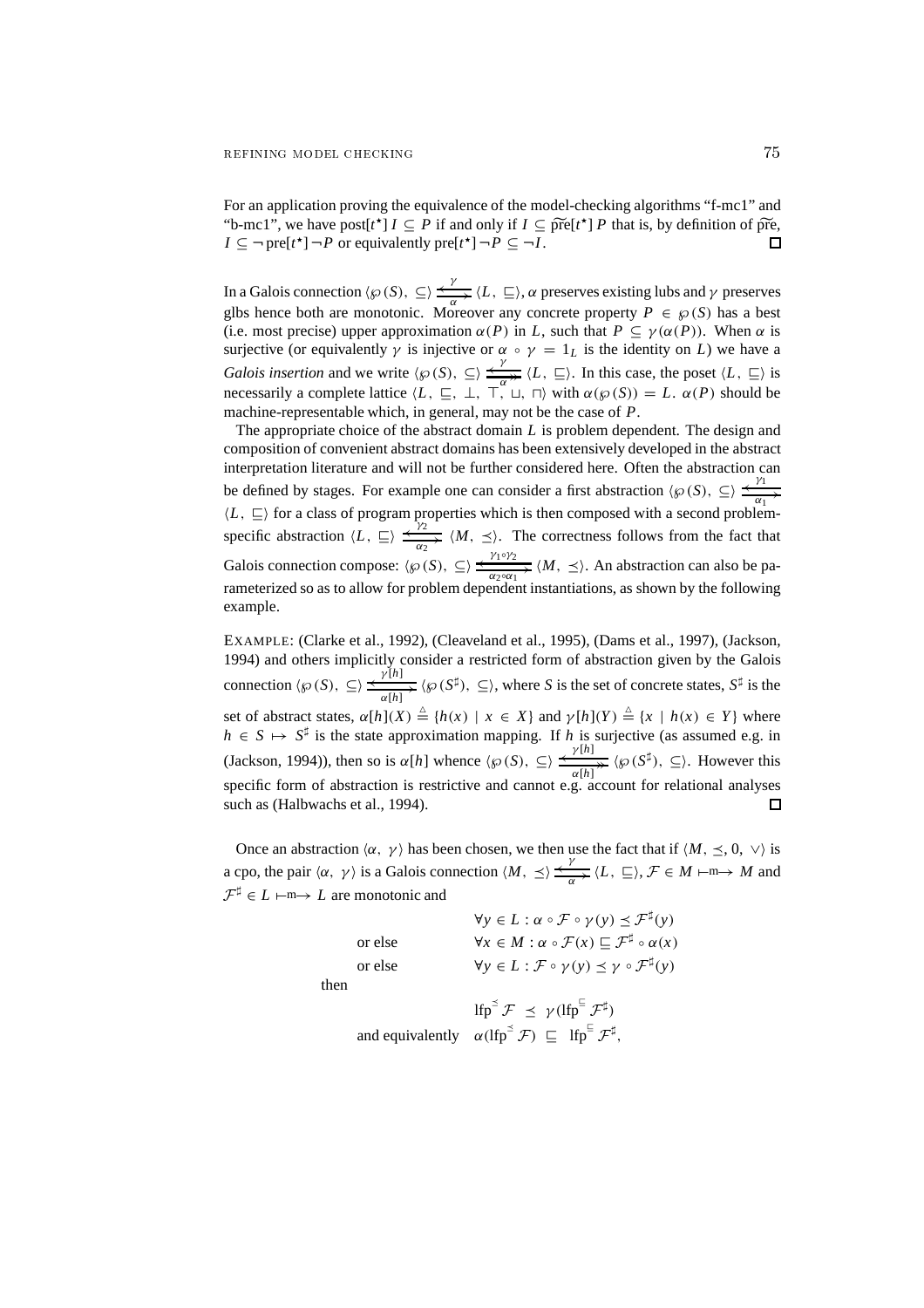For an application proving the equivalence of the model-checking algorithms "f-mc1" and "b-mc1", we have $\text{post}[t^\star]\, I \subseteq P$ if and only if $I \subseteq \widetilde{\text{pre}}[t^\star]\, P$ that is, by definition of $\widetilde{\text{pre}}$, $I \subseteq \neg\, \text{pre}[t^\star]\, \neg P$ or equivalently $\text{pre}[t^\star]\, \neg P \subseteq \neg I$. □

In a Galois connection $\langle \wp(S),\ \subseteq \rangle \xrightleftharpoons[\alpha]{\gamma} \langle L,\ \sqsubseteq \rangle$, $\alpha$ preserves existing lubs and $\gamma$ preserves glbs hence both are monotonic. Moreover any concrete property $P \in \wp(S)$ has a best (i.e. most precise) upper approximation $\alpha(P)$ in $L$, such that $P \subseteq \gamma(\alpha(P))$. When $\alpha$ is surjective (or equivalently $\gamma$ is injective or $\alpha \circ \gamma = 1_L$ is the identity on $L$) we have a *Galois insertion* and we write $\langle \wp(S),\ \subseteq \rangle \xrightleftharpoons[\alpha]{\gamma} \langle L,\ \sqsubseteq \rangle$. In this case, the poset $\langle L,\ \sqsubseteq \rangle$ is necessarily a complete lattice $\langle L,\ \sqsubseteq,\ \bot,\ \top,\ \sqcup,\ \sqcap \rangle$ with $\alpha(\wp(S)) = L$. $\alpha(P)$ should be machine-representable which, in general, may not be the case of $P$.

The appropriate choice of the abstract domain $L$ is problem dependent. The design and composition of convenient abstract domains has been extensively developed in the abstract interpretation literature and will not be further considered here. Often the abstraction can be defined by stages. For example one can consider a first abstraction $\langle \wp(S),\ \subseteq \rangle \xrightleftharpoons[\alpha_1]{\gamma_1} \langle L,\ \sqsubseteq \rangle$ for a class of program properties which is then composed with a second problem-specific abstraction $\langle L,\ \sqsubseteq \rangle \xrightleftharpoons[\alpha_2]{\gamma_2} \langle M,\ \preceq \rangle$. The correctness follows from the fact that Galois connection compose: $\langle \wp(S),\ \subseteq \rangle \xrightleftharpoons[\alpha_2 \circ \alpha_1]{\gamma_1 \circ \gamma_2} \langle M,\ \preceq \rangle$. An abstraction can also be parameterized so as to allow for problem dependent instantiations, as shown by the following example.

EXAMPLE: (Clarke et al., 1992), (Cleaveland et al., 1995), (Dams et al., 1997), (Jackson, 1994) and others implicitly consider a restricted form of abstraction given by the Galois connection $\langle \wp(S),\ \subseteq \rangle \xrightleftharpoons[\alpha[h]]{\gamma[h]} \langle \wp(S^\sharp),\ \subseteq \rangle$, where $S$ is the set of concrete states, $S^\sharp$ is the set of abstract states, $\alpha[h](X) \triangleq \{h(x) \mid x \in X\}$ and $\gamma[h](Y) \triangleq \{x \mid h(x) \in Y\}$ where $h \in S \mapsto S^\sharp$ is the state approximation mapping. If $h$ is surjective (as assumed e.g. in (Jackson, 1994)), then so is $\alpha[h]$ whence $\langle \wp(S),\ \subseteq \rangle \xrightleftharpoons[\alpha[h]]{\gamma[h]} \langle \wp(S^\sharp),\ \subseteq \rangle$. However this specific form of abstraction is restrictive and cannot e.g. account for relational analyses such as (Halbwachs et al., 1994). □

Once an abstraction $\langle \alpha,\ \gamma \rangle$ has been chosen, we then use the fact that if $\langle M,\ \preceq,\ 0,\ \vee \rangle$ is a cpo, the pair $\langle \alpha,\ \gamma \rangle$ is a Galois connection $\langle M,\ \preceq \rangle \xrightleftharpoons[\alpha]{\gamma} \langle L,\ \sqsubseteq \rangle$, $\mathcal{F} \in M \stackrel{\text{m}}{\longmapsto} M$ and $\mathcal{F}^\sharp \in L \stackrel{\text{m}}{\longmapsto} L$ are monotonic and

$$
\begin{array}{ll}
 & \forall y \in L : \alpha \circ \mathcal{F} \circ \gamma(y) \preceq \mathcal{F}^\sharp(y) \\
\text{or else} & \forall x \in M : \alpha \circ \mathcal{F}(x) \sqsubseteq \mathcal{F}^\sharp \circ \alpha(x) \\
\text{or else} & \forall y \in L : \mathcal{F} \circ \gamma(y) \preceq \gamma \circ \mathcal{F}^\sharp(y) \\
\text{then} & \\
 & \text{lfp}^{\preceq}\, \mathcal{F} \ \preceq\ \gamma(\text{lfp}^{\sqsubseteq}\, \mathcal{F}^\sharp) \\
\text{and equivalently} & \alpha(\text{lfp}^{\preceq}\, \mathcal{F}) \ \sqsubseteq\ \text{lfp}^{\sqsubseteq}\, \mathcal{F}^\sharp,
\end{array}
$$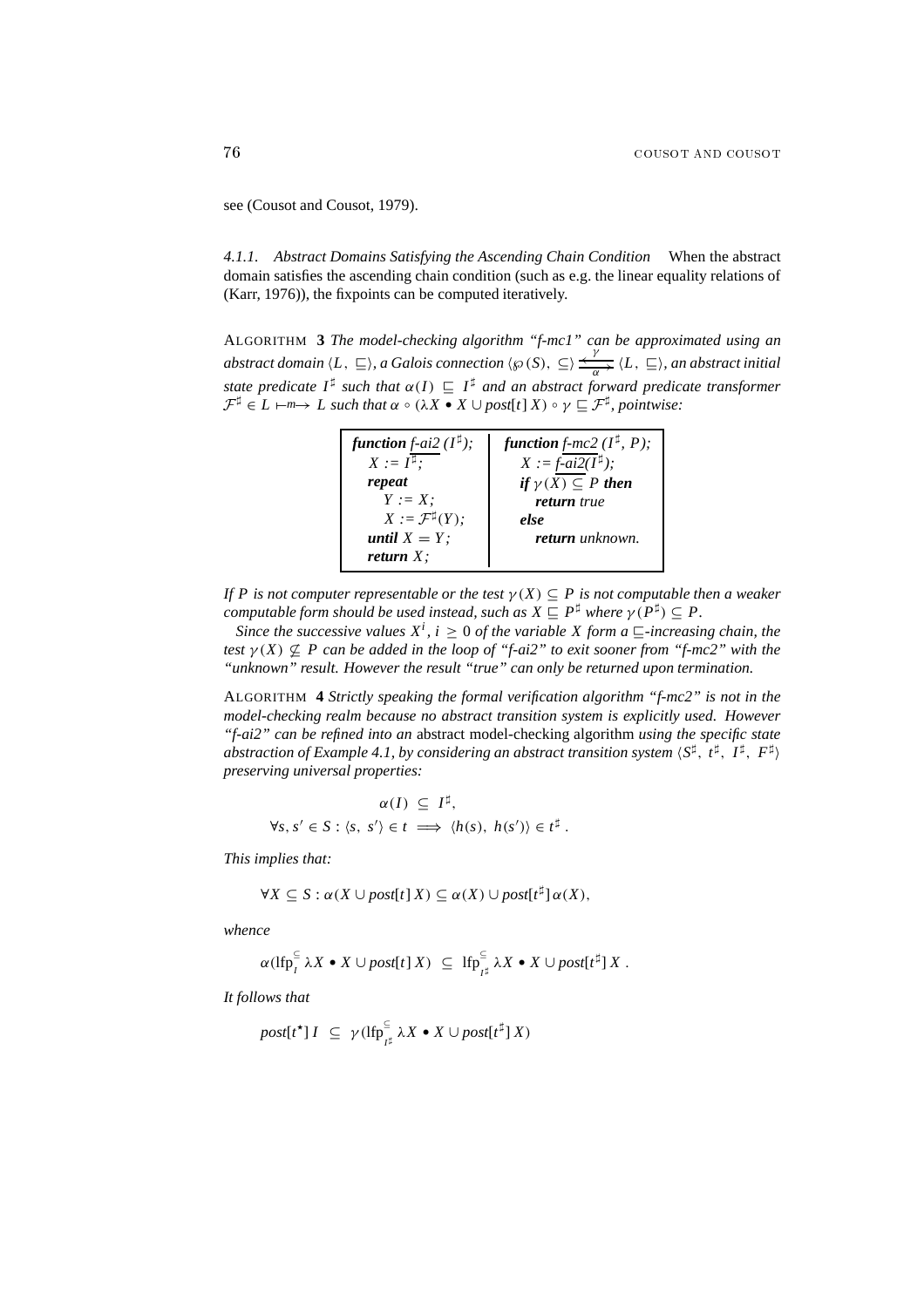see (Cousot and Cousot, 1979).

*4.1.1. Abstract Domains Satisfying the Ascending Chain Condition* When the abstract domain satisfies the ascending chain condition (such as e.g. the linear equality relations of (Karr, 1976)), the fixpoints can be computed iteratively.

ALGORITHM **3** *The model-checking algorithm "f-mc1" can be approximated using an abstract domain $\langle L,\ \sqsubseteq\rangle$, a Galois connection $\langle \wp(S),\ \subseteq\rangle \xrightleftharpoons[\alpha]{\gamma} \langle L,\ \sqsubseteq\rangle$, an abstract initial state predicate $I^\sharp$ such that $\alpha(I) \sqsubseteq I^\sharp$ and an abstract forward predicate transformer $\mathcal{F}^\sharp \in L \overset{m}{\longmapsto} L$ such that $\alpha \circ (\lambda X \bullet X \cup post[t]\, X) \circ \gamma \sqsubseteq \mathcal{F}^\sharp$, pointwise:*

```
function f-ai2 (I♯);             function f-mc2 (I♯, P);
  X := I♯;                         X := f-ai2(I♯);
  repeat                           if γ(X) ⊆ P then
    Y := X;                          return true
    X := F♯(Y);                    else
  until X = Y;                       return unknown.
  return X;
```

*If $P$ is not computer representable or the test $\gamma(X) \subseteq P$ is not computable then a weaker computable form should be used instead, such as $X \sqsubseteq P^\sharp$ where $\gamma(P^\sharp) \subseteq P$.*

*Since the successive values $X^i$, $i \geq 0$ of the variable $X$ form a $\sqsubseteq$-increasing chain, the test $\gamma(X) \not\subseteq P$ can be added in the loop of "f-ai2" to exit sooner from "f-mc2" with the "unknown" result. However the result "true" can only be returned upon termination.*

ALGORITHM **4** *Strictly speaking the formal verification algorithm "f-mc2" is not in the model-checking realm because no abstract transition system is explicitly used. However "f-ai2" can be refined into an* abstract model-checking algorithm *using the specific state abstraction of Example 4.1, by considering an abstract transition system $\langle S^\sharp,\ t^\sharp,\ I^\sharp,\ F^\sharp\rangle$ preserving universal properties:*

$$\alpha(I) \ \subseteq\ I^\sharp,$$
$$\forall s, s' \in S : \langle s,\ s'\rangle \in t \implies \langle h(s),\ h(s')\rangle \in t^\sharp\ .$$

*This implies that:*

$$\forall X \subseteq S : \alpha(X \cup post[t]\, X) \subseteq \alpha(X) \cup post[t^\sharp]\, \alpha(X),$$

*whence*

$$\alpha(\mathrm{lfp}_I^{\subseteq}\ \lambda X \bullet X \cup post[t]\, X) \ \subseteq\ \mathrm{lfp}_{I^\sharp}^{\subseteq}\ \lambda X \bullet X \cup post[t^\sharp]\, X\ .$$

*It follows that*

$$post[t^\star]\, I \ \subseteq\ \gamma(\mathrm{lfp}_{I^\sharp}^{\subseteq}\ \lambda X \bullet X \cup post[t^\sharp]\, X)$$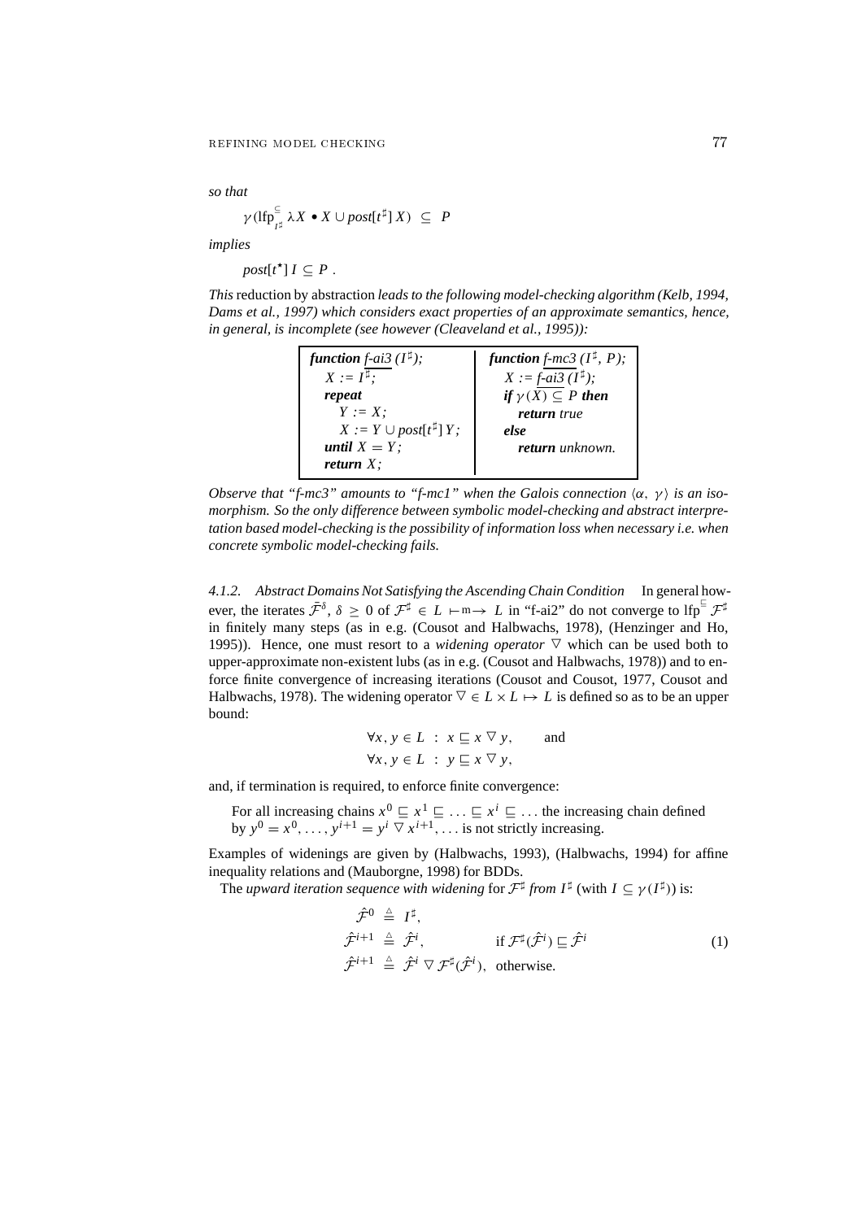*so that*

$$\gamma(\text{lfp}^{\subseteq}_{I^\sharp}\ \lambda X \bullet X \cup post[t^\sharp]\ X) \ \subseteq\ P$$

*implies*

$$post[t^\star]\ I \subseteq P\ .$$

*This* reduction by abstraction *leads to the following model-checking algorithm (Kelb, 1994, Dams et al., 1997) which considers exact properties of an approximate semantics, hence, in general, is incomplete (see however (Cleaveland et al., 1995)):*

```
function f-ai3 (I♯);                    function f-mc3 (I♯, P);
   X := I♯;                                X := f-ai3 (I♯);
   repeat                                  if γ(X) ⊆ P then
      Y := X;                                 return true
      X := Y ∪ post[t♯] Y;                 else
   until X = Y;                               return unknown.
   return X;
```

*Observe that "f-mc3" amounts to "f-mc1" when the Galois connection $\langle\alpha,\ \gamma\rangle$ is an isomorphism. So the only difference between symbolic model-checking and abstract interpretation based model-checking is the possibility of information loss when necessary i.e. when concrete symbolic model-checking fails.*

*4.1.2. Abstract Domains Not Satisfying the Ascending Chain Condition* In general however, the iterates $\bar{\mathcal{F}}^\delta$, $\delta \geq 0$ of $\mathcal{F}^\sharp \in L \stackrel{\text{m}}{\longmapsto} L$ in "f-ai2" do not converge to $\text{lfp}^{\sqsubseteq}\ \mathcal{F}^\sharp$ in finitely many steps (as in e.g. (Cousot and Halbwachs, 1978), (Henzinger and Ho, 1995)). Hence, one must resort to a *widening operator* $\triangledown$ which can be used both to upper-approximate non-existent lubs (as in e.g. (Cousot and Halbwachs, 1978)) and to enforce finite convergence of increasing iterations (Cousot and Cousot, 1977, Cousot and Halbwachs, 1978). The widening operator $\triangledown \in L \times L \mapsto L$ is defined so as to be an upper bound:

$$\forall x, y \in L\ :\ x \sqsubseteq x \triangledown y, \qquad \text{and}$$
$$\forall x, y \in L\ :\ y \sqsubseteq x \triangledown y,$$

and, if termination is required, to enforce finite convergence:

For all increasing chains $x^0 \sqsubseteq x^1 \sqsubseteq \ldots \sqsubseteq x^i \sqsubseteq \ldots$ the increasing chain defined by $y^0 = x^0, \ldots, y^{i+1} = y^i \triangledown x^{i+1}, \ldots$ is not strictly increasing.

Examples of widenings are given by (Halbwachs, 1993), (Halbwachs, 1994) for affine inequality relations and (Mauborgne, 1998) for BDDs.

The *upward iteration sequence with widening* for $\mathcal{F}^\sharp$ *from* $I^\sharp$ (with $I \subseteq \gamma(I^\sharp)$) is:

$$\begin{aligned}
\hat{\mathcal{F}}^0 &\triangleq I^\sharp, \\
\hat{\mathcal{F}}^{i+1} &\triangleq \hat{\mathcal{F}}^i, && \text{if } \mathcal{F}^\sharp(\hat{\mathcal{F}}^i) \sqsubseteq \hat{\mathcal{F}}^i \\
\hat{\mathcal{F}}^{i+1} &\triangleq \hat{\mathcal{F}}^i \triangledown \mathcal{F}^\sharp(\hat{\mathcal{F}}^i), && \text{otherwise.}
\end{aligned} \tag{1}$$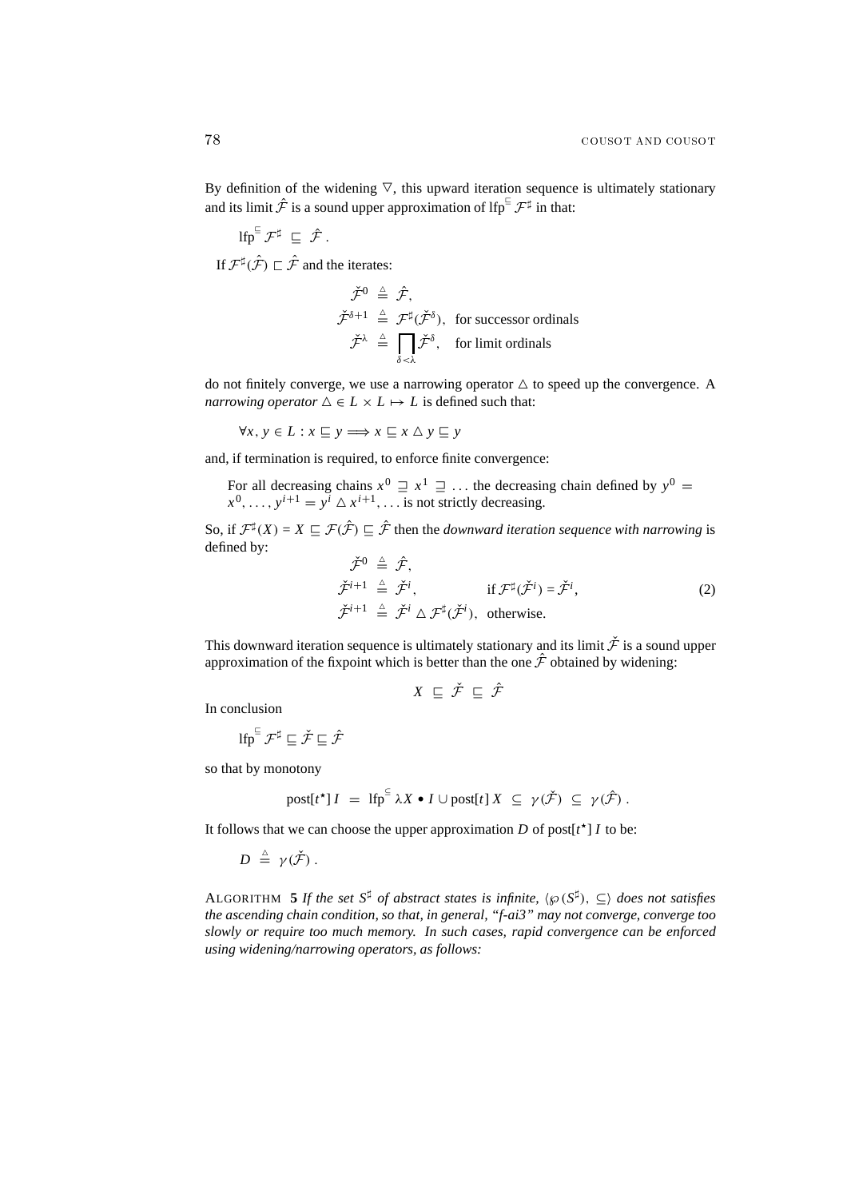By definition of the widening $\nabla$, this upward iteration sequence is ultimately stationary and its limit $\hat{\mathcal{F}}$ is a sound upper approximation of $\mathrm{lfp}^{\sqsubseteq} \mathcal{F}^\sharp$ in that:

$$\mathrm{lfp}^{\sqsubseteq} \mathcal{F}^\sharp \ \sqsubseteq\ \hat{\mathcal{F}}\ .$$

If $\mathcal{F}^\sharp(\hat{\mathcal{F}}) \sqsubset \hat{\mathcal{F}}$ and the iterates:

$$\begin{aligned}
\check{\mathcal{F}}^0 &\ \stackrel{\triangle}{=}\ \hat{\mathcal{F}}, \\
\check{\mathcal{F}}^{\delta+1} &\ \stackrel{\triangle}{=}\ \mathcal{F}^\sharp(\check{\mathcal{F}}^\delta), \quad \text{for successor ordinals} \\
\check{\mathcal{F}}^\lambda &\ \stackrel{\triangle}{=}\ \bigsqcap_{\delta<\lambda} \check{\mathcal{F}}^\delta, \quad \text{for limit ordinals}
\end{aligned}$$

do not finitely converge, we use a narrowing operator $\triangle$ to speed up the convergence. A *narrowing operator* $\triangle \in L \times L \mapsto L$ is defined such that:

$$\forall x, y \in L : x \sqsubseteq y \Longrightarrow x \sqsubseteq x \triangle y \sqsubseteq y$$

and, if termination is required, to enforce finite convergence:

For all decreasing chains $x^0 \sqsupseteq x^1 \sqsupseteq \ldots$ the decreasing chain defined by $y^0 = x^0, \ldots, y^{i+1} = y^i \triangle x^{i+1}, \ldots$ is not strictly decreasing.

So, if $\mathcal{F}^\sharp(X) = X \sqsubseteq \mathcal{F}(\hat{\mathcal{F}}) \sqsubseteq \hat{\mathcal{F}}$ then the *downward iteration sequence with narrowing* is defined by:

$$\begin{aligned}
\check{\mathcal{F}}^0 &\ \stackrel{\triangle}{=}\ \hat{\mathcal{F}}, \\
\check{\mathcal{F}}^{i+1} &\ \stackrel{\triangle}{=}\ \check{\mathcal{F}}^i, \qquad\qquad \text{if } \mathcal{F}^\sharp(\check{\mathcal{F}}^i) = \check{\mathcal{F}}^i, \\
\check{\mathcal{F}}^{i+1} &\ \stackrel{\triangle}{=}\ \check{\mathcal{F}}^i \triangle \mathcal{F}^\sharp(\check{\mathcal{F}}^i), \quad \text{otherwise.}
\end{aligned} \tag{2}$$

This downward iteration sequence is ultimately stationary and its limit $\check{\mathcal{F}}$ is a sound upper approximation of the fixpoint which is better than the one $\hat{\mathcal{F}}$ obtained by widening:

$$X \ \sqsubseteq\ \check{\mathcal{F}} \ \sqsubseteq\ \hat{\mathcal{F}}$$

In conclusion

$$\mathrm{lfp}^{\sqsubseteq} \mathcal{F}^\sharp \sqsubseteq \check{\mathcal{F}} \sqsubseteq \hat{\mathcal{F}}$$

so that by monotony

$$\mathrm{post}[t^\star]\, I \ =\ \mathrm{lfp}^{\subseteq}\, \lambda X \bullet I \cup \mathrm{post}[t]\, X \ \subseteq\ \gamma(\check{\mathcal{F}}) \ \subseteq\ \gamma(\hat{\mathcal{F}})\ .$$

It follows that we can choose the upper approximation $D$ of $\mathrm{post}[t^\star]\, I$ to be:

$$D \ \stackrel{\triangle}{=}\ \gamma(\check{\mathcal{F}})\ .$$

ALGORITHM **5** *If the set $S^\sharp$ of abstract states is infinite, $\langle \wp(S^\sharp), \subseteq\rangle$ does not satisfies the ascending chain condition, so that, in general, "f-ai3" may not converge, converge too slowly or require too much memory. In such cases, rapid convergence can be enforced using widening/narrowing operators, as follows:*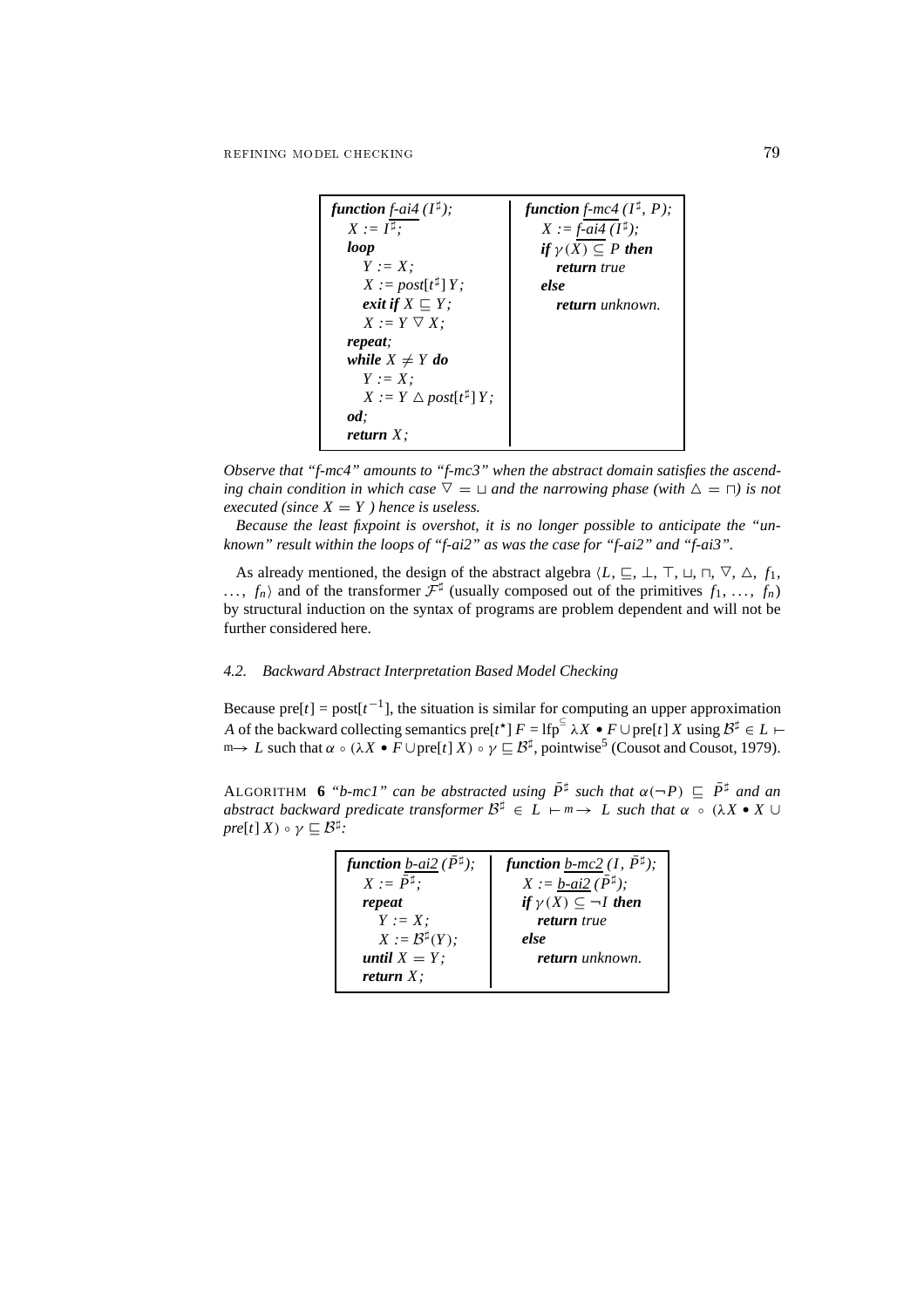```
function f-ai4 (I♯);                     function f-mc4 (I♯, P);
   X := I♯;                                  X := f-ai4 (I♯);
   loop                                      if γ(X) ⊆ P then
      Y := X;                                   return true
      X := post[t♯] Y;                       else
      exit if X ⊑ Y;                            return unknown.
      X := Y ▽ X;
   repeat;
   while X ≠ Y do
      Y := X;
      X := Y △ post[t♯] Y;
   od;
   return X;
```

*Observe that "f-mc4" amounts to "f-mc3" when the abstract domain satisfies the ascending chain condition in which case $\triangledown = \sqcup$ and the narrowing phase (with $\vartriangle = \sqcap$) is not executed (since $X = Y$ ) hence is useless.*

*Because the least fixpoint is overshot, it is no longer possible to anticipate the "unknown" result within the loops of "f-ai2" as was the case for "f-ai2" and "f-ai3".*

As already mentioned, the design of the abstract algebra $\langle L, \sqsubseteq, \bot, \top, \sqcup, \sqcap, \triangledown, \vartriangle, f_1, \ldots, f_n\rangle$ and of the transformer $\mathcal{F}^\sharp$ (usually composed out of the primitives $f_1, \ldots, f_n$) by structural induction on the syntax of programs are problem dependent and will not be further considered here.

### 4.2. *Backward Abstract Interpretation Based Model Checking*

Because $\mathrm{pre}[t] = \mathrm{post}[t^{-1}]$, the situation is similar for computing an upper approximation $A$ of the backward collecting semantics $\mathrm{pre}[t^\star]\, F = \mathrm{lfp}^{\subseteq}\, \lambda X \bullet F \cup \mathrm{pre}[t]\, X$ using $\mathcal{B}^\sharp \in L \stackrel{\mathrm{m}}{\longmapsto} L$ such that $\alpha \circ (\lambda X \bullet F \cup \mathrm{pre}[t]\, X) \circ \gamma \sqsubseteq \mathcal{B}^\sharp$, pointwise[5] (Cousot and Cousot, 1979).

ALGORITHM **6** *"b-mc1" can be abstracted using $\bar{P}^\sharp$ such that $\alpha(\neg P) \sqsubseteq \bar{P}^\sharp$ and an abstract backward predicate transformer $\mathcal{B}^\sharp \in L \stackrel{m}{\longmapsto} L$ such that $\alpha \circ (\lambda X \bullet X \cup pre[t]\, X) \circ \gamma \sqsubseteq \mathcal{B}^\sharp$:*

```
function b-ai2 (P̄♯);                     function b-mc2 (I, P̄♯);
   X := P̄♯;                                  X := b-ai2 (P̄♯);
   repeat                                    if γ(X) ⊆ ¬I then
      Y := X;                                   return true
      X := B♯(Y);                            else
   until X = Y;                                 return unknown.
   return X;
```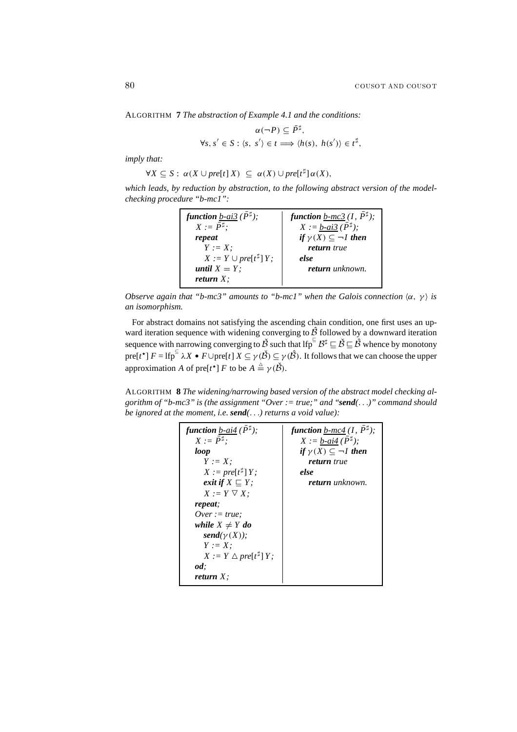ALGORITHM **7** *The abstraction of Example 4.1 and the conditions:*

$$\alpha(\neg P) \subseteq \bar{P}^{\sharp},$$
$$\forall s, s' \in S : \langle s,\ s'\rangle \in t \Longrightarrow \langle h(s),\ h(s')\rangle \in t^{\sharp},$$

*imply that:*

$$\forall X \subseteq S :\ \alpha(X \cup pre[t]\, X)\ \subseteq\ \alpha(X) \cup pre[t^{\sharp}]\, \alpha(X),$$

*which leads, by reduction by abstraction, to the following abstract version of the model-checking procedure "b-mc1":*

```
function b-ai3 (P̄♯);              function b-mc3 (I, P̄♯);
   X := P̄♯;                          X := b-ai3 (P̄♯);
   repeat                            if γ(X) ⊆ ¬I then
      Y := X;                           return true
      X := Y ∪ pre[t♯] Y;             else
   until X = Y;                         return unknown.
   return X;
```

*Observe again that "b-mc3" amounts to "b-mc1" when the Galois connection $\langle\alpha,\ \gamma\rangle$ is an isomorphism.*

For abstract domains not satisfying the ascending chain condition, one first uses an upward iteration sequence with widening converging to $\hat{\mathcal{B}}$ followed by a downward iteration sequence with narrowing converging to $\check{\mathcal{B}}$ such that $\mathrm{lfp}^{\sqsubseteq}\, \mathcal{B}^{\sharp} \sqsubseteq \check{\mathcal{B}} \sqsubseteq \hat{\mathcal{B}}$ whence by monotony $\mathrm{pre}[t^{\star}]\, F = \mathrm{lfp}^{\subseteq}\, \lambda X \bullet F \cup \mathrm{pre}[t]\, X \subseteq \gamma(\check{\mathcal{B}}) \subseteq \gamma(\hat{\mathcal{B}})$. It follows that we can choose the upper approximation $A$ of $\mathrm{pre}[t^{\star}]\, F$ to be $A \stackrel{\Delta}{=} \gamma(\check{\mathcal{B}})$.

ALGORITHM **8** *The widening/narrowing based version of the abstract model checking algorithm of "b-mc3" is (the assignment "Over := true;" and "**send**(...)" command should be ignored at the moment, i.e. **send**(...) returns a void value):*

```
function b-ai4 (P̄♯);              function b-mc4 (I, P̄♯);
   X := P̄♯;                          X := b-ai4 (P̄♯);
   loop                              if γ(X) ⊆ ¬I then
      Y := X;                           return true
      X := pre[t♯] Y;                 else
      exit if X ⊑ Y;                    return unknown.
      X := Y ▽ X;
   repeat;
   Over := true;
   while X ≠ Y do
      send(γ(X));
      Y := X;
      X := Y △ pre[t♯] Y;
   od;
   return X;
```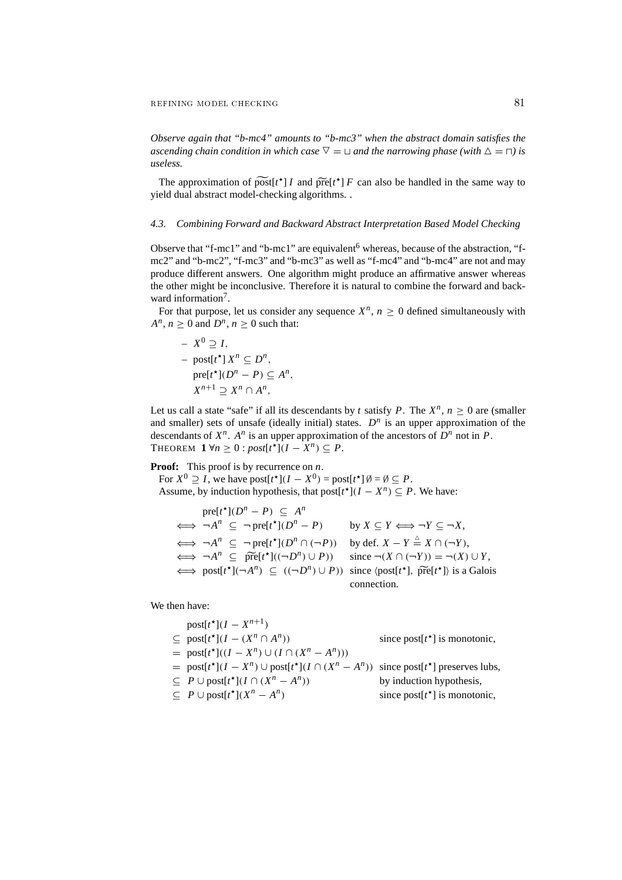*Observe again that "b-mc4" amounts to "b-mc3" when the abstract domain satisfies the ascending chain condition in which case $\nabla = \sqcup$ and the narrowing phase (with $\triangle = \sqcap$) is useless.*

The approximation of $\widetilde{\text{post}}[t^\star]\, I$ and $\widetilde{\text{pre}}[t^\star]\, F$ can also be handled in the same way to yield dual abstract model-checking algorithms. .

### 4.3. Combining Forward and Backward Abstract Interpretation Based Model Checking

Observe that "f-mc1" and "b-mc1" are equivalent[6] whereas, because of the abstraction, "f-mc2" and "b-mc2", "f-mc3" and "b-mc3" as well as "f-mc4" and "b-mc4" are not and may produce different answers. One algorithm might produce an affirmative answer whereas the other might be inconclusive. Therefore it is natural to combine the forward and backward information[7].

For that purpose, let us consider any sequence $X^n$, $n \geq 0$ defined simultaneously with $A^n$, $n \geq 0$ and $D^n$, $n \geq 0$ such that:

- $X^0 \supseteq I$,
- $\text{post}[t^\star]\, X^n \subseteq D^n$,
  $\text{pre}[t^\star](D^n - P) \subseteq A^n$,
  $X^{n+1} \supseteq X^n \cap A^n$,

Let us call a state "safe" if all its descendants by $t$ satisfy $P$. The $X^n$, $n \geq 0$ are (smaller and smaller) sets of unsafe (ideally initial) states. $D^n$ is an upper approximation of the descendants of $X^n$. $A^n$ is an upper approximation of the ancestors of $D^n$ not in $P$.

THEOREM **1** $\forall n \geq 0 : \textit{post}[t^\star](I - X^n) \subseteq P$.

**Proof:** This proof is by recurrence on $n$.
For $X^0 \supseteq I$, we have $\text{post}[t^\star](I - X^0) = \text{post}[t^\star]\,\emptyset = \emptyset \subseteq P$.
Assume, by induction hypothesis, that $\text{post}[t^\star](I - X^n) \subseteq P$. We have:

$$
\begin{array}{lll}
 & \text{pre}[t^\star](D^n - P) \;\subseteq\; A^n & \\
\iff & \neg A^n \;\subseteq\; \neg\,\text{pre}[t^\star](D^n - P) & \text{by } X \subseteq Y \iff \neg Y \subseteq \neg X, \\
\iff & \neg A^n \;\subseteq\; \neg\,\text{pre}[t^\star](D^n \cap (\neg P)) & \text{by def. } X - Y \stackrel{\triangle}{=} X \cap (\neg Y), \\
\iff & \neg A^n \;\subseteq\; \widetilde{\text{pre}}[t^\star]((\neg D^n) \cup P)) & \text{since } \neg(X \cap (\neg Y)) = \neg(X) \cup Y, \\
\iff & \text{post}[t^\star](\neg A^n) \;\subseteq\; ((\neg D^n) \cup P)) & \text{since } \langle \text{post}[t^\star],\ \widetilde{\text{pre}}[t^\star] \rangle \text{ is a Galois connection.}
\end{array}
$$

We then have:

$$
\begin{array}{lll}
 & \text{post}[t^\star](I - X^{n+1}) & \\
\subseteq & \text{post}[t^\star](I - (X^n \cap A^n)) & \text{since post}[t^\star] \text{ is monotonic,} \\
= & \text{post}[t^\star]((I - X^n) \cup (I \cap (X^n - A^n))) & \\
= & \text{post}[t^\star](I - X^n) \cup \text{post}[t^\star](I \cap (X^n - A^n)) & \text{since post}[t^\star] \text{ preserves lubs,} \\
\subseteq & P \cup \text{post}[t^\star](I \cap (X^n - A^n)) & \text{by induction hypothesis,} \\
\subseteq & P \cup \text{post}[t^\star](X^n - A^n) & \text{since post}[t^\star] \text{ is monotonic,}
\end{array}
$$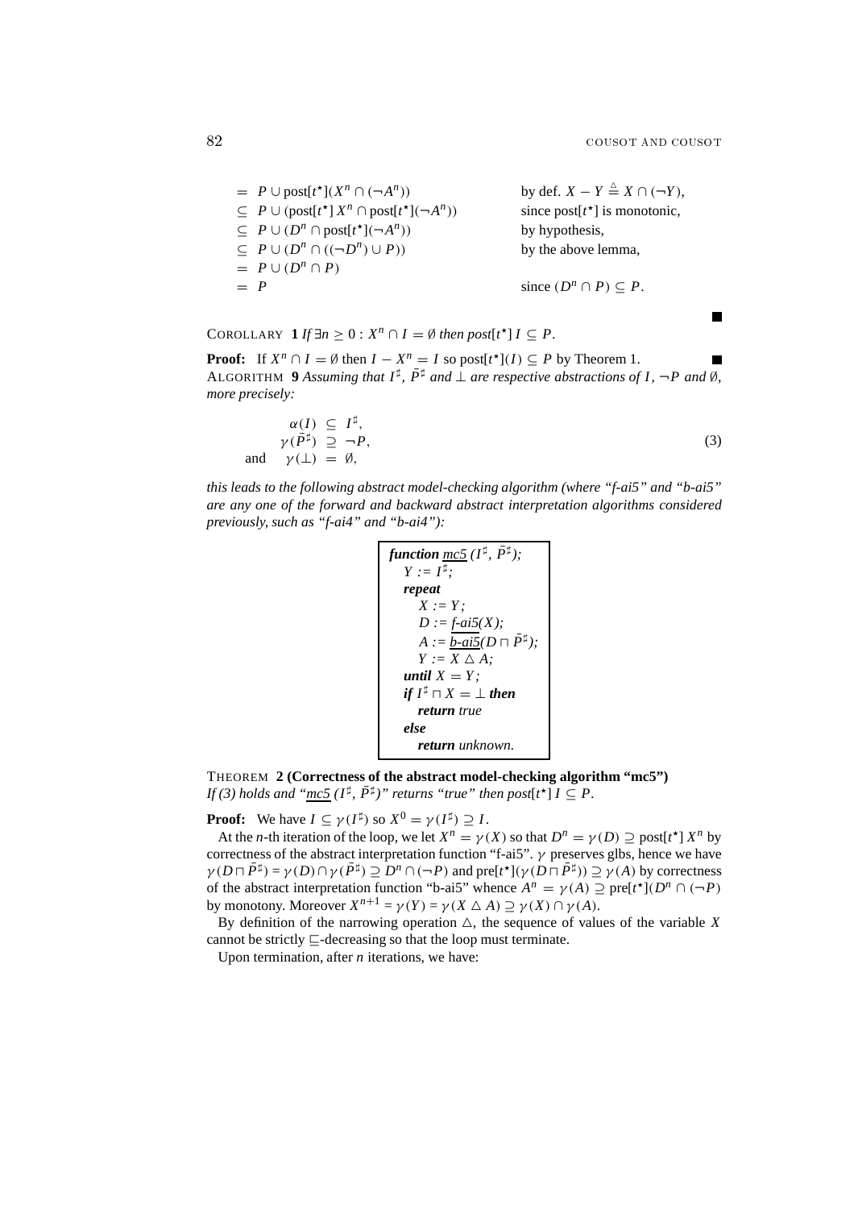$$
\begin{aligned}
&= P \cup \text{post}[t^\star](X^n \cap (\neg A^n)) && \text{by def. } X - Y \triangleq X \cap (\neg Y),\\
&\subseteq P \cup (\text{post}[t^\star]\, X^n \cap \text{post}[t^\star](\neg A^n)) && \text{since post}[t^\star] \text{ is monotonic,}\\
&\subseteq P \cup (D^n \cap \text{post}[t^\star](\neg A^n)) && \text{by hypothesis,}\\
&\subseteq P \cup (D^n \cap ((\neg D^n) \cup P)) && \text{by the above lemma,}\\
&= P \cup (D^n \cap P)\\
&= P && \text{since } (D^n \cap P) \subseteq P.
\end{aligned}
$$

■

COROLLARY **1** *If $\exists n \geq 0 : X^n \cap I = \emptyset$ then post$[t^\star]\, I \subseteq P$.*

**Proof:** If $X^n \cap I = \emptyset$ then $I - X^n = I$ so $\text{post}[t^\star](I) \subseteq P$ by Theorem 1. ■

ALGORITHM **9** *Assuming that $I^\sharp$, $\bar{P}^\sharp$ and $\bot$ are respective abstractions of $I$, $\neg P$ and $\emptyset$, more precisely:*

$$
\begin{aligned}
\alpha(I) &\subseteq I^\sharp,\\
\gamma(\bar{P}^\sharp) &\supseteq \neg P, \qquad\qquad (3)\\
\text{and}\quad \gamma(\bot) &= \emptyset,
\end{aligned}
$$

*this leads to the following abstract model-checking algorithm (where "f-ai5" and "b-ai5" are any one of the forward and backward abstract interpretation algorithms considered previously, such as "f-ai4" and "b-ai4"):*

```
function mc5 (I♯, P̄♯);
  Y := I♯;
  repeat
    X := Y;
    D := f-ai5(X);
    A := b-ai5(D ⊓ P̄♯);
    Y := X △ A;
  until X = Y;
  if I♯ ⊓ X = ⊥ then
    return true
  else
    return unknown.
```

THEOREM **2 (Correctness of the abstract model-checking algorithm "mc5")** *If (3) holds and "mc5 ($I^\sharp$, $\bar{P}^\sharp$)" returns "true" then post$[t^\star]\, I \subseteq P$.*

**Proof:** We have $I \subseteq \gamma(I^\sharp)$ so $X^0 = \gamma(I^\sharp) \supseteq I$.

At the $n$-th iteration of the loop, we let $X^n = \gamma(X)$ so that $D^n = \gamma(D) \supseteq \text{post}[t^\star]\, X^n$ by correctness of the abstract interpretation function "f-ai5". $\gamma$ preserves glbs, hence we have $\gamma(D \sqcap \bar{P}^\sharp) = \gamma(D) \cap \gamma(\bar{P}^\sharp) \supseteq D^n \cap (\neg P)$ and $\text{pre}[t^\star](\gamma(D \sqcap \bar{P}^\sharp)) \supseteq \gamma(A)$ by correctness of the abstract interpretation function "b-ai5" whence $A^n = \gamma(A) \supseteq \text{pre}[t^\star](D^n \cap (\neg P)$ by monotony. Moreover $X^{n+1} = \gamma(Y) = \gamma(X \vartriangle A) \supseteq \gamma(X) \cap \gamma(A)$.

By definition of the narrowing operation $\vartriangle$, the sequence of values of the variable $X$ cannot be strictly $\sqsubseteq$-decreasing so that the loop must terminate.

Upon termination, after $n$ iterations, we have: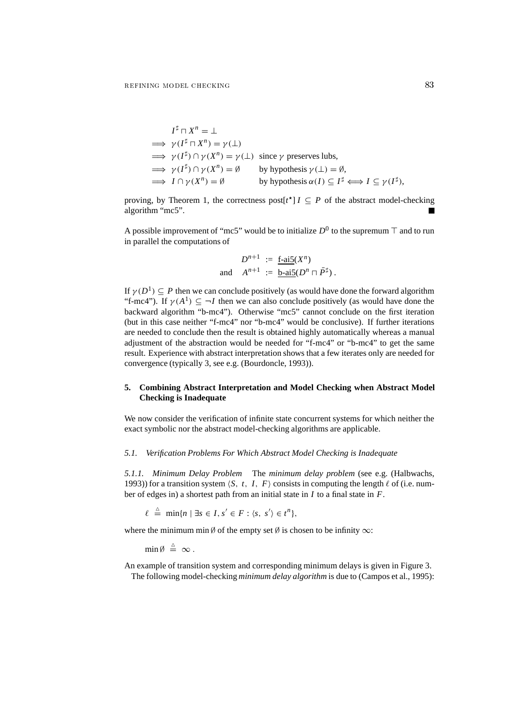$$
\begin{aligned}
& I^\sharp \sqcap X^n = \bot \\
\Longrightarrow\ & \gamma(I^\sharp \sqcap X^n) = \gamma(\bot) \\
\Longrightarrow\ & \gamma(I^\sharp) \cap \gamma(X^n) = \gamma(\bot) && \text{since } \gamma \text{ preserves lubs,} \\
\Longrightarrow\ & \gamma(I^\sharp) \cap \gamma(X^n) = \emptyset && \text{by hypothesis } \gamma(\bot) = \emptyset, \\
\Longrightarrow\ & I \cap \gamma(X^n) = \emptyset && \text{by hypothesis } \alpha(I) \subseteq I^\sharp \Longleftrightarrow I \subseteq \gamma(I^\sharp),
\end{aligned}
$$

proving, by Theorem 1, the correctness $\text{post}[t^\star]\, I \subseteq P$ of the abstract model-checking algorithm "mc5". ∎

A possible improvement of "mc5" would be to initialize $D^0$ to the supremum $\top$ and to run in parallel the computations of

$$
\begin{aligned}
& D^{n+1} := \underline{\text{f-ai5}}(X^n) \\
\text{and} \quad & A^{n+1} := \underline{\text{b-ai5}}(D^n \sqcap \bar{P}^\sharp) .
\end{aligned}
$$

If $\gamma(D^1) \subseteq P$ then we can conclude positively (as would have done the forward algorithm "f-mc4"). If $\gamma(A^1) \subseteq \neg I$ then we can also conclude positively (as would have done the backward algorithm "b-mc4"). Otherwise "mc5" cannot conclude on the first iteration (but in this case neither "f-mc4" nor "b-mc4" would be conclusive). If further iterations are needed to conclude then the result is obtained highly automatically whereas a manual adjustment of the abstraction would be needed for "f-mc4" or "b-mc4" to get the same result. Experience with abstract interpretation shows that a few iterates only are needed for convergence (typically 3, see e.g. (Bourdoncle, 1993)).

## 5. Combining Abstract Interpretation and Model Checking when Abstract Model Checking is Inadequate

We now consider the verification of infinite state concurrent systems for which neither the exact symbolic nor the abstract model-checking algorithms are applicable.

### 5.1. *Verification Problems For Which Abstract Model Checking is Inadequate*

#### 5.1.1. *Minimum Delay Problem*

The *minimum delay problem* (see e.g. (Halbwachs, 1993)) for a transition system $\langle S,\ t,\ I,\ F\rangle$ consists in computing the length $\ell$ of (i.e. number of edges in) a shortest path from an initial state in $I$ to a final state in $F$.

$$\ell \stackrel{\triangle}{=} \min\{n \mid \exists s \in I, s' \in F : \langle s,\ s'\rangle \in t^n\},$$

where the minimum $\min \emptyset$ of the empty set $\emptyset$ is chosen to be infinity $\infty$:

$$\min \emptyset \stackrel{\triangle}{=} \infty .$$

An example of transition system and corresponding minimum delays is given in Figure 3.

The following model-checking *minimum delay algorithm* is due to (Campos et al., 1995):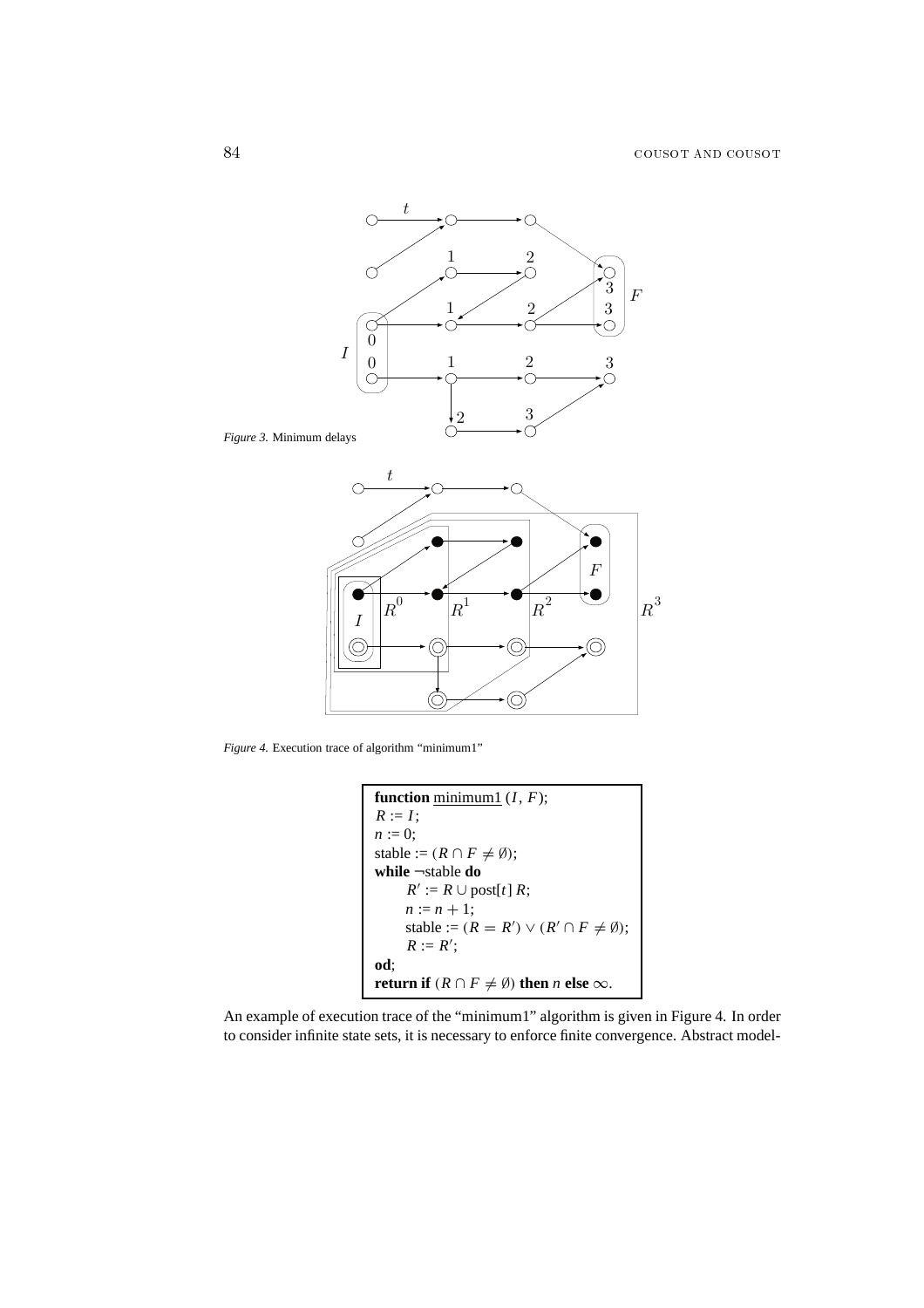t

1 2

3

3 F

1 2

0

I

0 1 2 3

2 3

*Figure 3.* Minimum delays

t

F

$R^0$ $R^1$ $R^2$ $R^3$

I

*Figure 4.* Execution trace of algorithm "minimum1"

```
function minimum1 (I, F);
R := I;
n := 0;
stable := (R ∩ F ≠ ∅);
while ¬stable do
    R′ := R ∪ post[t] R;
    n := n + 1;
    stable := (R = R′) ∨ (R′ ∩ F ≠ ∅);
    R := R′;
od;
return if (R ∩ F ≠ ∅) then n else ∞.
```

An example of execution trace of the "minimum1" algorithm is given in Figure 4. In order to consider infinite state sets, it is necessary to enforce finite convergence. Abstract model-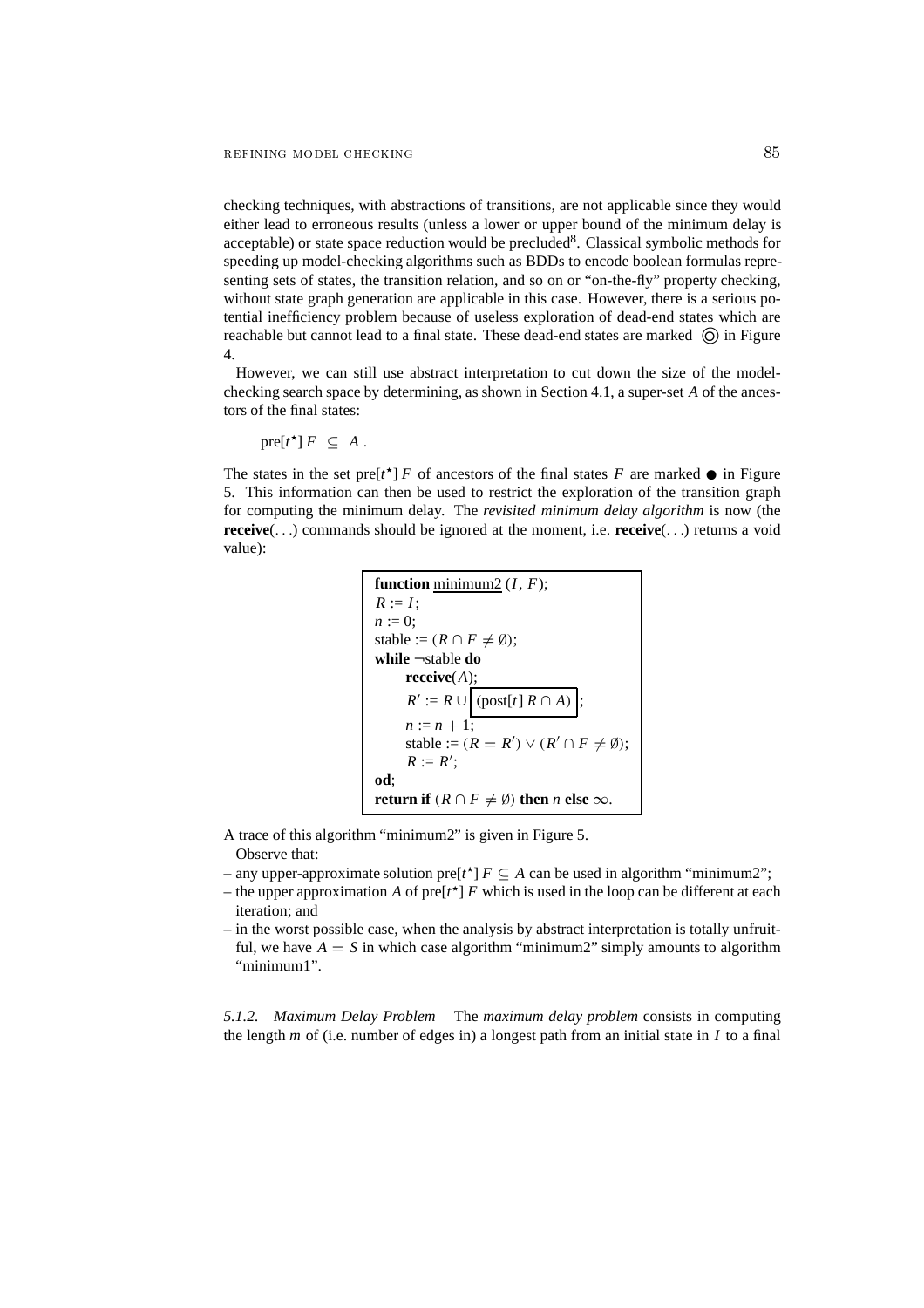checking techniques, with abstractions of transitions, are not applicable since they would either lead to erroneous results (unless a lower or upper bound of the minimum delay is acceptable) or state space reduction would be precluded[8]. Classical symbolic methods for speeding up model-checking algorithms such as BDDs to encode boolean formulas representing sets of states, the transition relation, and so on or "on-the-fly" property checking, without state graph generation are applicable in this case. However, there is a serious potential inefficiency problem because of useless exploration of dead-end states which are reachable but cannot lead to a final state. These dead-end states are marked ◎ in Figure 4.

However, we can still use abstract interpretation to cut down the size of the model-checking search space by determining, as shown in Section 4.1, a super-set $A$ of the ancestors of the final states:

$$\text{pre}[t^\star]\, F \;\subseteq\; A\,.$$

The states in the set $\text{pre}[t^\star]\, F$ of ancestors of the final states $F$ are marked ● in Figure 5. This information can then be used to restrict the exploration of the transition graph for computing the minimum delay. The *revisited minimum delay algorithm* is now (the **receive**(...) commands should be ignored at the moment, i.e. **receive**(...) returns a void value):

```
function minimum2 (I, F);
R := I;
n := 0;
stable := (R ∩ F ≠ ∅);
while ¬stable do
      receive(A);
      R' := R ∪ (post[t] R ∩ A) ;
      n := n + 1;
      stable := (R = R') ∨ (R' ∩ F ≠ ∅);
      R := R';
od;
return if (R ∩ F ≠ ∅) then n else ∞.
```

A trace of this algorithm "minimum2" is given in Figure 5.

Observe that:

- any upper-approximate solution $\text{pre}[t^\star]\, F \subseteq A$ can be used in algorithm "minimum2";
- the upper approximation $A$ of $\text{pre}[t^\star]\, F$ which is used in the loop can be different at each iteration; and
- in the worst possible case, when the analysis by abstract interpretation is totally unfruitful, we have $A = S$ in which case algorithm "minimum2" simply amounts to algorithm "minimum1".

*5.1.2. Maximum Delay Problem* The *maximum delay problem* consists in computing the length $m$ of (i.e. number of edges in) a longest path from an initial state in $I$ to a final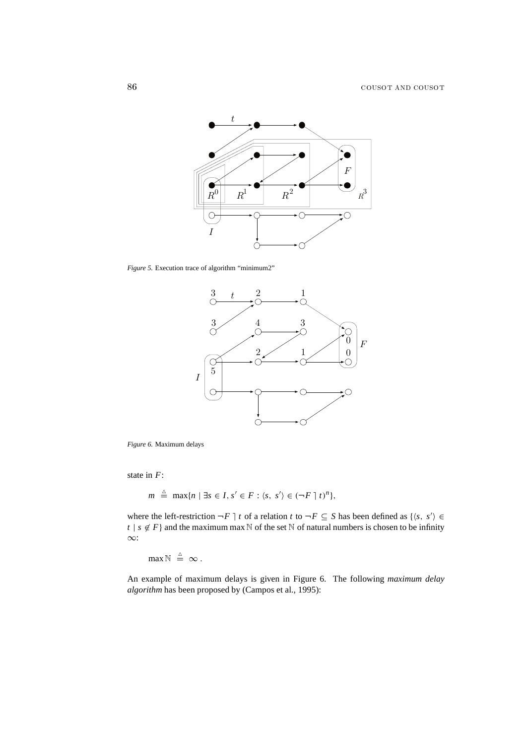*Figure 5.* Execution trace of algorithm "minimum2"

*Figure 6.* Maximum delays

state in $F$:

$$m \ \stackrel{\triangle}{=}\ \max\{n \mid \exists s \in I, s' \in F : \langle s,\ s'\rangle \in (\neg F \rceil t)^n\},$$

where the left-restriction $\neg F \rceil t$ of a relation $t$ to $\neg F \subseteq S$ has been defined as $\{\langle s,\ s'\rangle \in t \mid s \notin F\}$ and the maximum $\max \mathbb{N}$ of the set $\mathbb{N}$ of natural numbers is chosen to be infinity $\infty$:

$$\max \mathbb{N}\ \stackrel{\triangle}{=}\ \infty\,.$$

An example of maximum delays is given in Figure 6. The following *maximum delay algorithm* has been proposed by (Campos et al., 1995):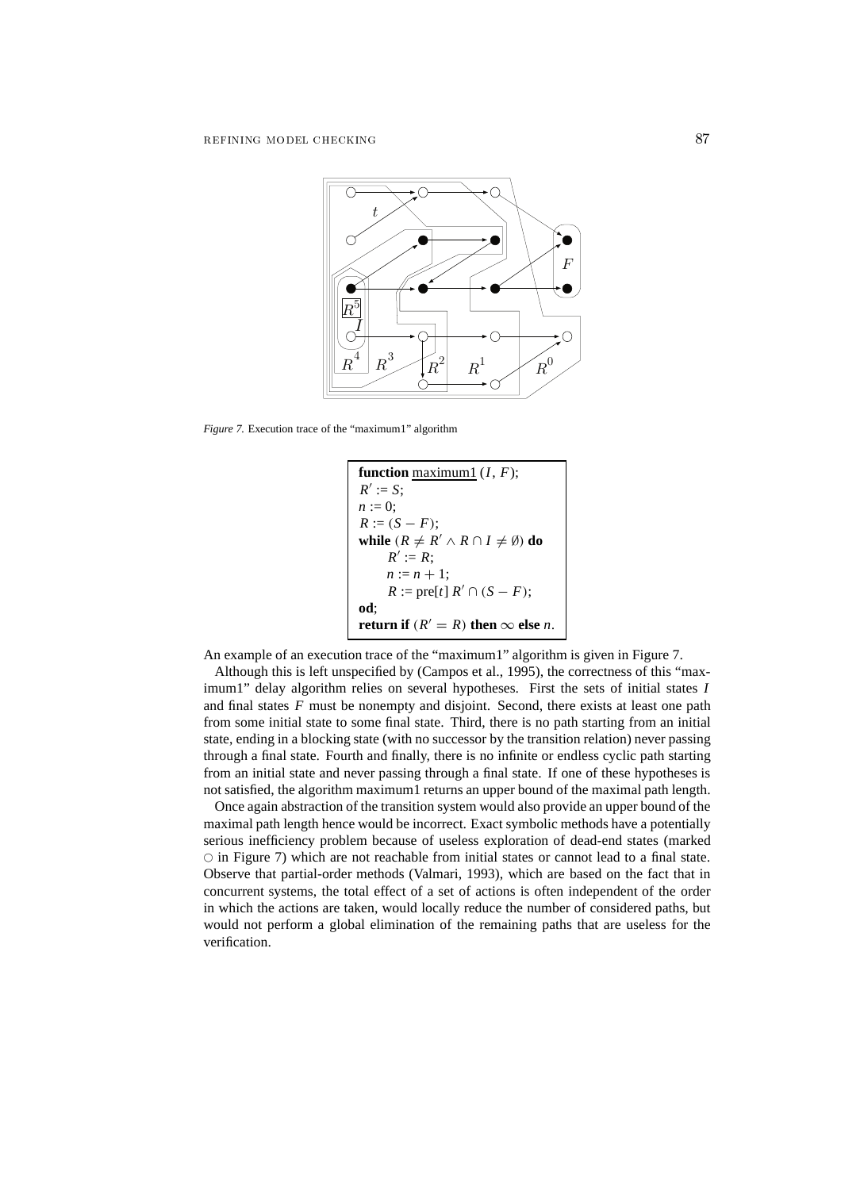t

F

$R^5$

I

$R^4$ $R^3$ $R^2$ $R^1$ $R^0$

*Figure 7.* Execution trace of the "maximum1" algorithm

```
function maximum1 (I, F);
R' := S;
n := 0;
R := (S − F);
while (R ≠ R' ∧ R ∩ I ≠ ∅) do
    R' := R;
    n := n + 1;
    R := pre[t] R' ∩ (S − F);
od;
return if (R' = R) then ∞ else n.
```

An example of an execution trace of the "maximum1" algorithm is given in Figure 7.

Although this is left unspecified by (Campos et al., 1995), the correctness of this "maximum1" delay algorithm relies on several hypotheses. First the sets of initial states $I$ and final states $F$ must be nonempty and disjoint. Second, there exists at least one path from some initial state to some final state. Third, there is no path starting from an initial state, ending in a blocking state (with no successor by the transition relation) never passing through a final state. Fourth and finally, there is no infinite or endless cyclic path starting from an initial state and never passing through a final state. If one of these hypotheses is not satisfied, the algorithm maximum1 returns an upper bound of the maximal path length.

Once again abstraction of the transition system would also provide an upper bound of the maximal path length hence would be incorrect. Exact symbolic methods have a potentially serious inefficiency problem because of useless exploration of dead-end states (marked ○ in Figure 7) which are not reachable from initial states or cannot lead to a final state. Observe that partial-order methods (Valmari, 1993), which are based on the fact that in concurrent systems, the total effect of a set of actions is often independent of the order in which the actions are taken, would locally reduce the number of considered paths, but would not perform a global elimination of the remaining paths that are useless for the verification.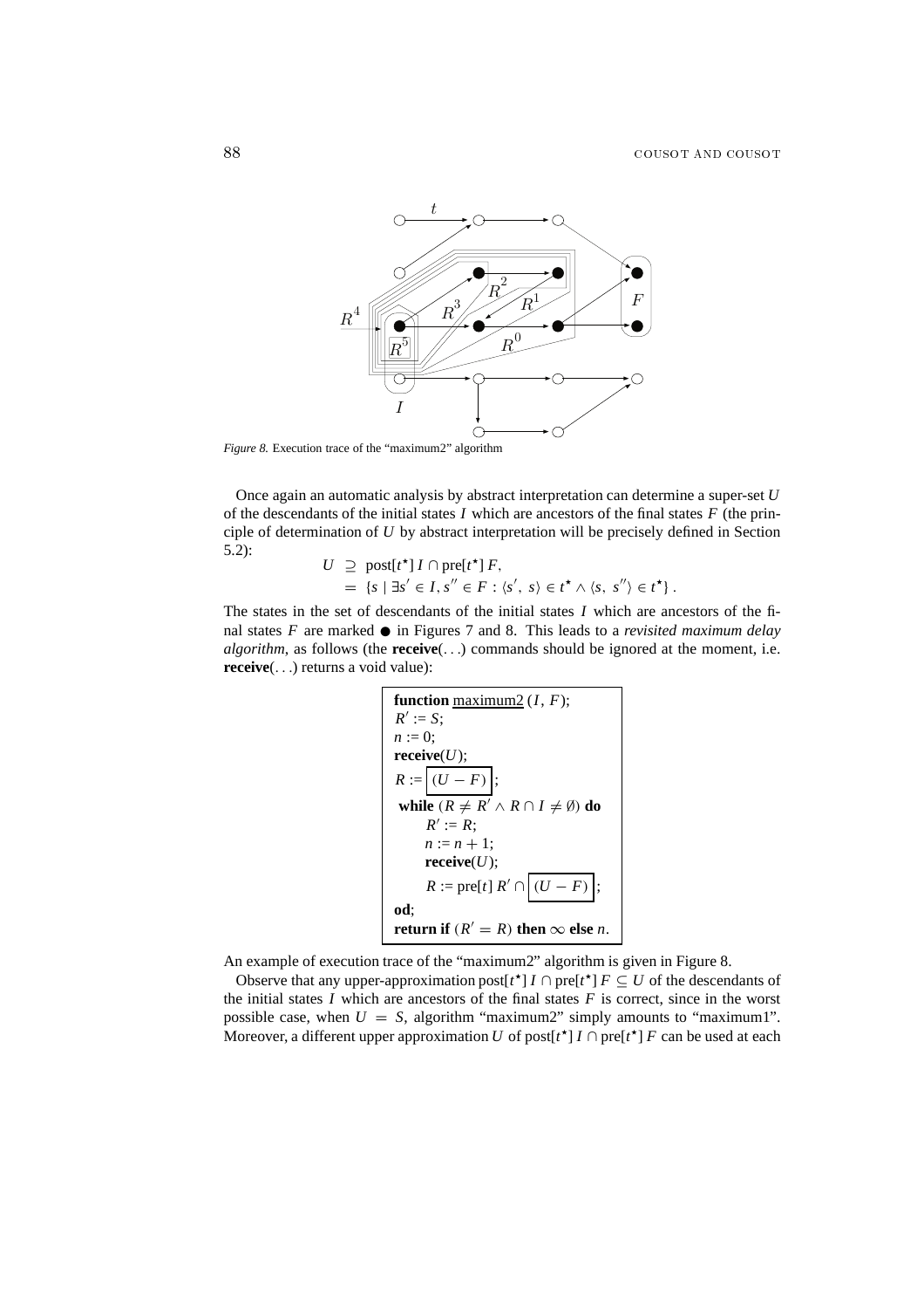t

$R^4$

$R^3$

$R^2$

$R^1$

$R^0$

$R^5$

F

I

*Figure 8.* Execution trace of the "maximum2" algorithm

Once again an automatic analysis by abstract interpretation can determine a super-set $U$ of the descendants of the initial states $I$ which are ancestors of the final states $F$ (the principle of determination of $U$ by abstract interpretation will be precisely defined in Section 5.2):

$$
\begin{aligned}
U &\supseteq \text{post}[t^\star]\, I \cap \text{pre}[t^\star]\, F, \\
&= \{s \mid \exists s' \in I, s'' \in F : \langle s',\, s\rangle \in t^\star \wedge \langle s,\, s''\rangle \in t^\star\}\,.
\end{aligned}
$$

The states in the set of descendants of the initial states $I$ which are ancestors of the final states $F$ are marked ● in Figures 7 and 8. This leads to a *revisited maximum delay algorithm*, as follows (the **receive**(...) commands should be ignored at the moment, i.e. **receive**(...) returns a void value):

```
function maximum2 (I, F);
R' := S;
n := 0;
receive(U);
R := [(U − F)];
while (R ≠ R' ∧ R ∩ I ≠ ∅) do
    R' := R;
    n := n + 1;
    receive(U);
    R := pre[t] R' ∩ [(U − F)];
od;
return if (R' = R) then ∞ else n.
```

An example of execution trace of the "maximum2" algorithm is given in Figure 8.

Observe that any upper-approximation $\text{post}[t^\star]\, I \cap \text{pre}[t^\star]\, F \subseteq U$ of the descendants of the initial states $I$ which are ancestors of the final states $F$ is correct, since in the worst possible case, when $U = S$, algorithm "maximum2" simply amounts to "maximum1". Moreover, a different upper approximation $U$ of $\text{post}[t^\star]\, I \cap \text{pre}[t^\star]\, F$ can be used at each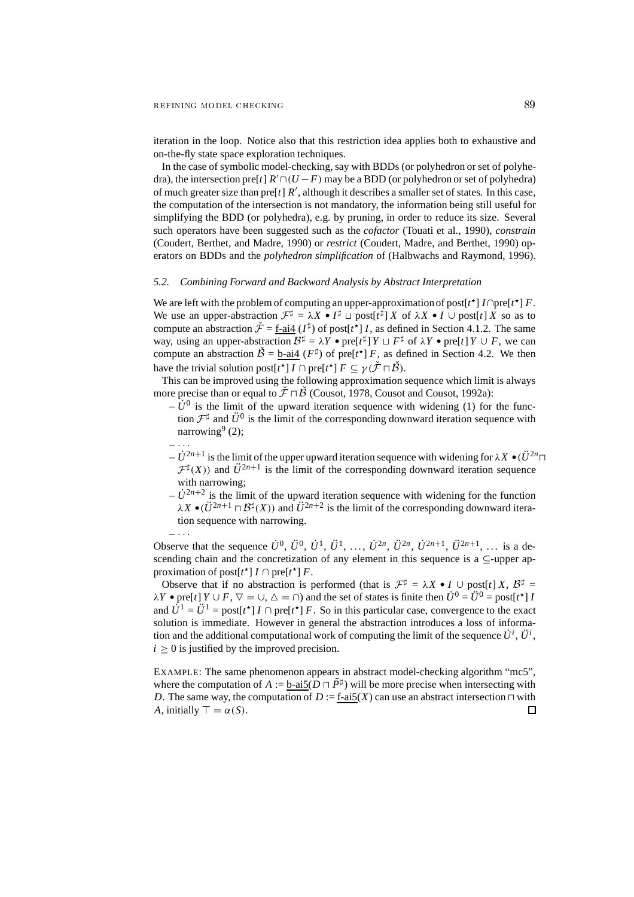iteration in the loop. Notice also that this restriction idea applies both to exhaustive and on-the-fly state space exploration techniques.

In the case of symbolic model-checking, say with BDDs (or polyhedron or set of polyhedra), the intersection $\mathrm{pre}[t]\, R' \cap (U - F)$ may be a BDD (or polyhedron or set of polyhedra) of much greater size than $\mathrm{pre}[t]\, R'$, although it describes a smaller set of states. In this case, the computation of the intersection is not mandatory, the information being still useful for simplifying the BDD (or polyhedra), e.g. by pruning, in order to reduce its size. Several such operators have been suggested such as the *cofactor* (Touati et al., 1990), *constrain* (Coudert, Berthet, and Madre, 1990) or *restrict* (Coudert, Madre, and Berthet, 1990) operators on BDDs and the *polyhedron simplification* of (Halbwachs and Raymond, 1996).

### *5.2. Combining Forward and Backward Analysis by Abstract Interpretation*

We are left with the problem of computing an upper-approximation of $\mathrm{post}[t^\star]\, I \cap \mathrm{pre}[t^\star]\, F$. We use an upper-abstraction $\mathcal{F}^\sharp = \lambda X \bullet I^\sharp \sqcup \mathrm{post}[t^\sharp]\, X$ of $\lambda X \bullet I \cup \mathrm{post}[t]\, X$ so as to compute an abstraction $\check{\mathcal{F}} = \underline{\text{f-ai4}}\,(I^\sharp)$ of $\mathrm{post}[t^\star]\, I$, as defined in Section 4.1.2. The same way, using an upper-abstraction $\mathcal{B}^\sharp = \lambda Y \bullet \mathrm{pre}[t^\sharp]\, Y \sqcup F^\sharp$ of $\lambda Y \bullet \mathrm{pre}[t]\, Y \cup F$, we can compute an abstraction $\check{\mathcal{B}} = \underline{\text{b-ai4}}\,(F^\sharp)$ of $\mathrm{pre}[t^\star]\, F$, as defined in Section 4.2. We then have the trivial solution $\mathrm{post}[t^\star]\, I \cap \mathrm{pre}[t^\star]\, F \subseteq \gamma(\check{\mathcal{F}} \sqcap \check{\mathcal{B}})$.

This can be improved using the following approximation sequence which limit is always more precise than or equal to $\check{\mathcal{F}} \sqcap \check{\mathcal{B}}$ (Cousot, 1978, Cousot and Cousot, 1992a):

- $\dot{U}^0$ is the limit of the upward iteration sequence with widening (1) for the function $\mathcal{F}^\sharp$ and $\ddot{U}^0$ is the limit of the corresponding downward iteration sequence with narrowing[9] (2);
- ...
- $\dot{U}^{2n+1}$ is the limit of the upper upward iteration sequence with widening for $\lambda X \bullet (\ddot{U}^{2n} \sqcap \mathcal{F}^\sharp(X))$ and $\ddot{U}^{2n+1}$ is the limit of the corresponding downward iteration sequence with narrowing;
- $\dot{U}^{2n+2}$ is the limit of the upward iteration sequence with widening for the function $\lambda X \bullet (\ddot{U}^{2n+1} \sqcap \mathcal{B}^\sharp(X))$ and $\ddot{U}^{2n+2}$ is the limit of the corresponding downward iteration sequence with narrowing.
- ...

Observe that the sequence $\dot{U}^0, \ddot{U}^0, \dot{U}^1, \ddot{U}^1, \ldots, \dot{U}^{2n}, \ddot{U}^{2n}, \dot{U}^{2n+1}, \ddot{U}^{2n+1}, \ldots$ is a descending chain and the concretization of any element in this sequence is a $\subseteq$-upper approximation of $\mathrm{post}[t^\star]\, I \cap \mathrm{pre}[t^\star]\, F$.

Observe that if no abstraction is performed (that is $\mathcal{F}^\sharp = \lambda X \bullet I \cup \mathrm{post}[t]\, X$, $\mathcal{B}^\sharp = \lambda Y \bullet \mathrm{pre}[t]\, Y \cup F$, $\triangledown = \cup$, $\vartriangle = \cap$) and the set of states is finite then $\dot{U}^0 = \ddot{U}^0 = \mathrm{post}[t^\star]\, I$ and $\dot{U}^1 = \ddot{U}^1 = \mathrm{post}[t^\star]\, I \cap \mathrm{pre}[t^\star]\, F$. So in this particular case, convergence to the exact solution is immediate. However in general the abstraction introduces a loss of information and the additional computational work of computing the limit of the sequence $\dot{U}^i, \ddot{U}^i$, $i \geq 0$ is justified by the improved precision.

EXAMPLE: The same phenomenon appears in abstract model-checking algorithm "mc5", where the computation of $A := \underline{\text{b-ai5}}(D \sqcap \bar{P}^\sharp)$ will be more precise when intersecting with $D$. The same way, the computation of $D := \underline{\text{f-ai5}}(X)$ can use an abstract intersection $\sqcap$ with $A$, initially $\top = \alpha(S)$. □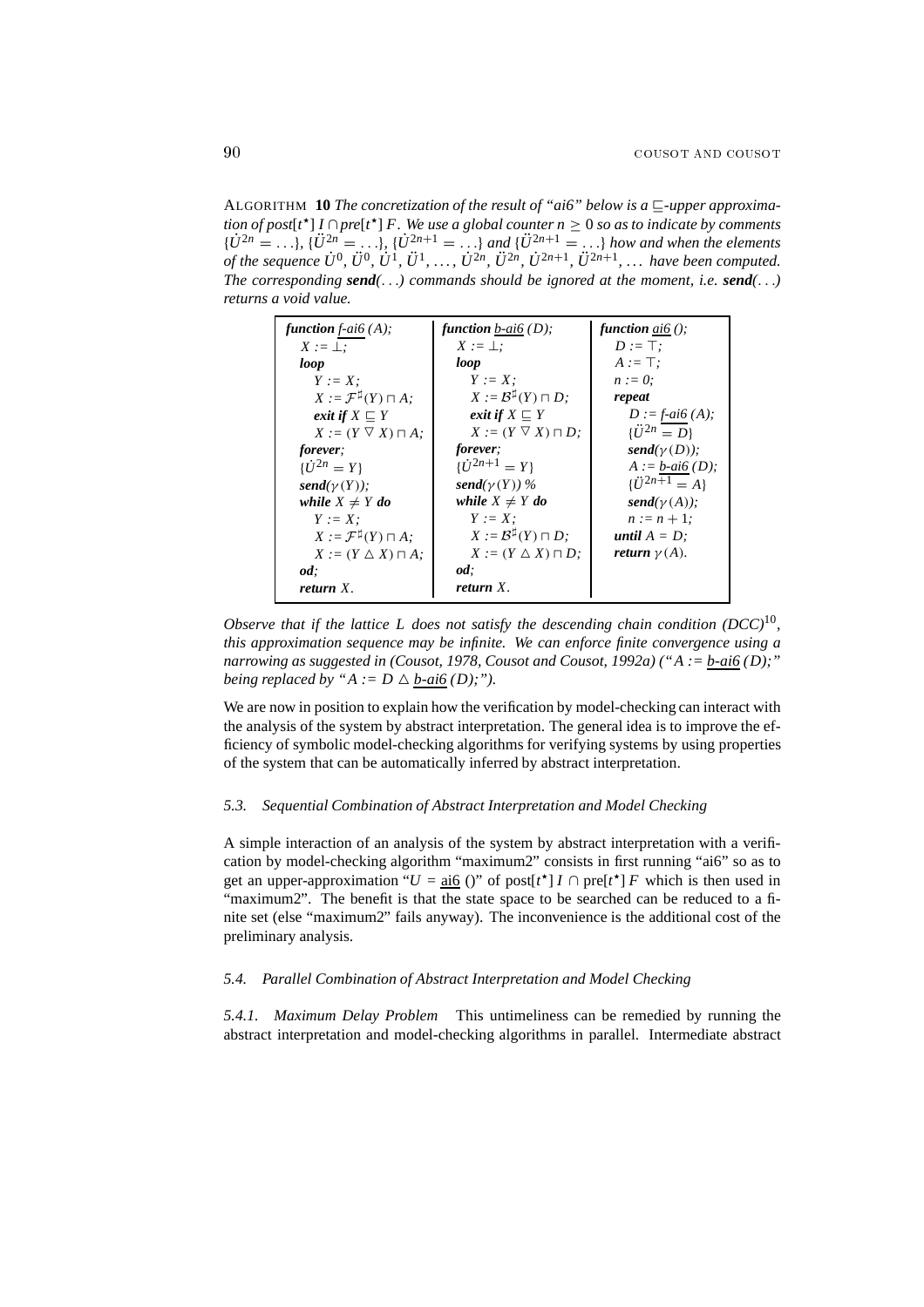ALGORITHM **10** *The concretization of the result of "ai6" below is a $\sqsubseteq$-upper approximation of post$[t^\star]\, I \cap$ pre$[t^\star]\, F$. We use a global counter $n \geq 0$ so as to indicate by comments $\{\dot{U}^{2n} = \ldots\}$, $\{\ddot{U}^{2n} = \ldots\}$, $\{\dot{U}^{2n+1} = \ldots\}$ and $\{\ddot{U}^{2n+1} = \ldots\}$ how and when the elements of the sequence $\dot{U}^0, \ddot{U}^0, \dot{U}^1, \ddot{U}^1, \ldots, \dot{U}^{2n}, \ddot{U}^{2n}, \dot{U}^{2n+1}, \ddot{U}^{2n+1}, \ldots$ have been computed. The corresponding* ***send****(...) commands should be ignored at the moment, i.e.* ***send****(...) returns a void value.*

```
function f-ai6 (A);            function b-ai6 (D);            function ai6 ();
  X := ⊥;                        X := ⊥;                        D := ⊤;
  loop                           loop                           A := ⊤;
    Y := X;                        Y := X;                      n := 0;
    X := F♯(Y) ⊓ A;                X := B♯(Y) ⊓ D;              repeat
    exit if X ⊑ Y                  exit if X ⊑ Y                  D := f-ai6 (A);
    X := (Y ∇ X) ⊓ A;              X := (Y ∇ X) ⊓ D;              {Ü^2n = D}
  forever;                       forever;                         send(γ(D));
  {U̇^2n = Y}                     {U̇^2n+1 = Y}                     A := b-ai6 (D);
  send(γ(Y));                    send(γ(Y)) %                     {Ü^2n+1 = A}
  while X ≠ Y do                 while X ≠ Y do                   send(γ(A));
    Y := X;                        Y := X;                        n := n + 1;
    X := F♯(Y) ⊓ A;                X := B♯(Y) ⊓ D;              until A = D;
    X := (Y △ X) ⊓ A;              X := (Y △ X) ⊓ D;            return γ(A).
  od;                            od;
  return X.                      return X.
```

*Observe that if the lattice L does not satisfy the descending chain condition (DCC)*[10]*, this approximation sequence may be infinite. We can enforce finite convergence using a narrowing as suggested in (Cousot, 1978, Cousot and Cousot, 1992a) ("$A$ := b-ai6 $(D)$;" being replaced by "$A := D \triangle$ b-ai6 $(D)$;").*

We are now in position to explain how the verification by model-checking can interact with the analysis of the system by abstract interpretation. The general idea is to improve the efficiency of symbolic model-checking algorithms for verifying systems by using properties of the system that can be automatically inferred by abstract interpretation.

### *5.3. Sequential Combination of Abstract Interpretation and Model Checking*

A simple interaction of an analysis of the system by abstract interpretation with a verification by model-checking algorithm "maximum2" consists in first running "ai6" so as to get an upper-approximation "$U$ = ai6 ()" of post$[t^\star]\, I \cap$ pre$[t^\star]\, F$ which is then used in "maximum2". The benefit is that the state space to be searched can be reduced to a finite set (else "maximum2" fails anyway). The inconvenience is the additional cost of the preliminary analysis.

### *5.4. Parallel Combination of Abstract Interpretation and Model Checking*

*5.4.1. Maximum Delay Problem* This untimeliness can be remedied by running the abstract interpretation and model-checking algorithms in parallel. Intermediate abstract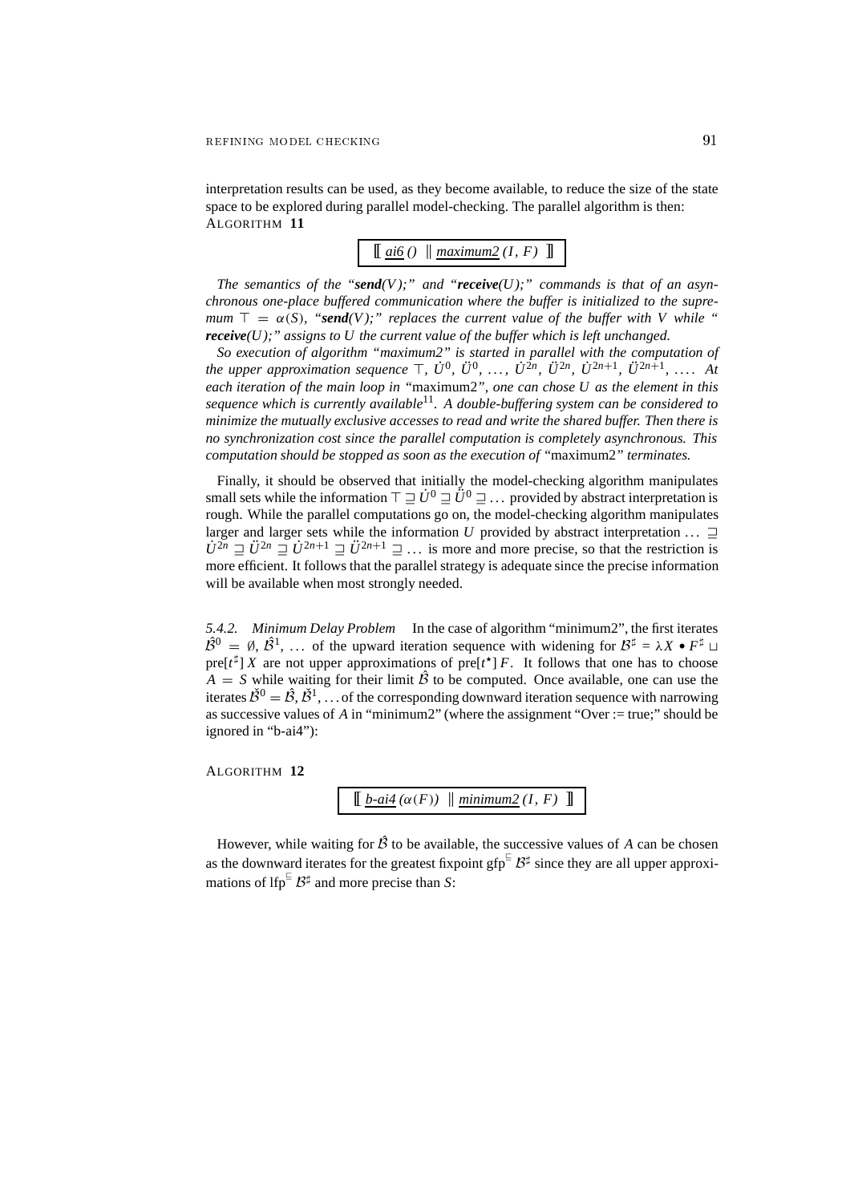interpretation results can be used, as they become available, to reduce the size of the state space to be explored during parallel model-checking. The parallel algorithm is then:

ALGORITHM **11**

$$\llbracket\ \underline{ai6}\,()\ \ \|\ \underline{maximum2}\,(I,\,F)\ \ \rrbracket$$

*The semantics of the "**send**(V);" and "**receive**(U);" commands is that of an asynchronous one-place buffered communication where the buffer is initialized to the supremum* $\top = \alpha(S)$*, "**send**(V);" replaces the current value of the buffer with V while "**receive**(U);" assigns to U the current value of the buffer which is left unchanged.*

*So execution of algorithm "maximum2" is started in parallel with the computation of the upper approximation sequence* $\top$, $\dot{U}^0$, $\ddot{U}^0$, $\ldots$, $\dot{U}^{2n}$, $\ddot{U}^{2n}$, $\dot{U}^{2n+1}$, $\ddot{U}^{2n+1}$, $\ldots$. *At each iteration of the main loop in "*maximum2*", one can chose U as the element in this sequence which is currently available*[11]. *A double-buffering system can be considered to minimize the mutually exclusive accesses to read and write the shared buffer. Then there is no synchronization cost since the parallel computation is completely asynchronous. This computation should be stopped as soon as the execution of "*maximum2*" terminates.*

Finally, it should be observed that initially the model-checking algorithm manipulates small sets while the information $\top \sqsupseteq \dot{U}^0 \sqsupseteq \ddot{U}^0 \sqsupseteq \ldots$ provided by abstract interpretation is rough. While the parallel computations go on, the model-checking algorithm manipulates larger and larger sets while the information $U$ provided by abstract interpretation $\ldots \sqsupseteq \dot{U}^{2n} \sqsupseteq \ddot{U}^{2n} \sqsupseteq \dot{U}^{2n+1} \sqsupseteq \ddot{U}^{2n+1} \sqsupseteq \ldots$ is more and more precise, so that the restriction is more efficient. It follows that the parallel strategy is adequate since the precise information will be available when most strongly needed.

*5.4.2. Minimum Delay Problem* In the case of algorithm "minimum2", the first iterates $\hat{\mathcal{B}}^0 = \emptyset$, $\hat{\mathcal{B}}^1$, $\ldots$ of the upward iteration sequence with widening for $\mathcal{B}^\sharp = \lambda X \bullet F^\sharp \sqcup \mathrm{pre}[t^\sharp]\, X$ are not upper approximations of $\mathrm{pre}[t^\star]\, F$. It follows that one has to choose $A = S$ while waiting for their limit $\hat{\mathcal{B}}$ to be computed. Once available, one can use the iterates $\check{\mathcal{B}}^0 = \hat{\mathcal{B}}, \check{\mathcal{B}}^1, \ldots$ of the corresponding downward iteration sequence with narrowing as successive values of $A$ in "minimum2" (where the assignment "Over := true;" should be ignored in "b-ai4"):

ALGORITHM **12**

$$\llbracket\ \underline{b\text{-}ai4}\,(\alpha(F))\ \ \|\ \underline{minimum2}\,(I,\,F)\ \ \rrbracket$$

However, while waiting for $\hat{\mathcal{B}}$ to be available, the successive values of $A$ can be chosen as the downward iterates for the greatest fixpoint $\mathrm{gfp}^{\sqsubseteq}\, \mathcal{B}^\sharp$ since they are all upper approximations of $\mathrm{lfp}^{\sqsubseteq}\, \mathcal{B}^\sharp$ and more precise than $S$: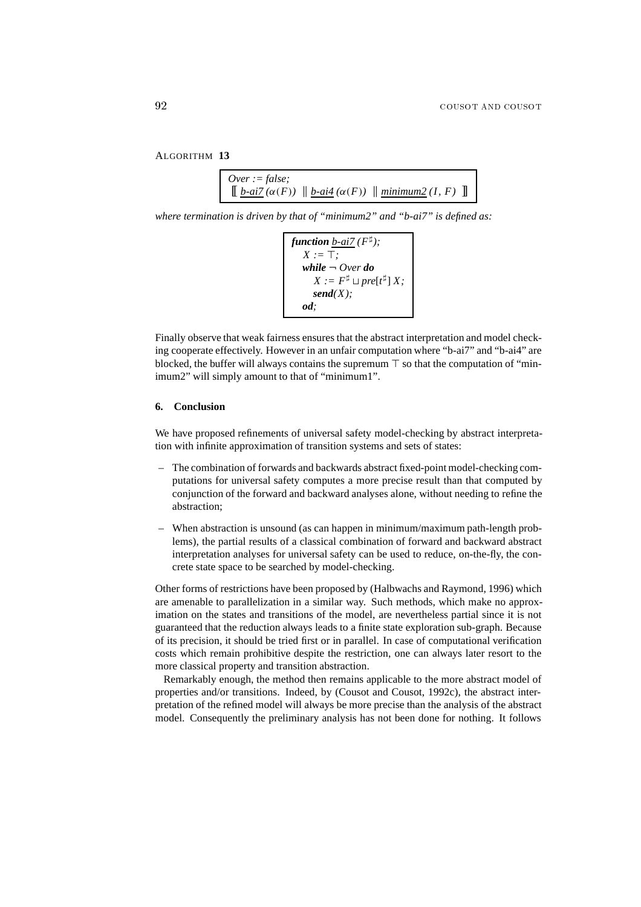ALGORITHM **13**

```
Over := false;
⟦ b-ai7 (α(F)) ‖ b-ai4 (α(F)) ‖ minimum2 (I, F) ⟧
```

*where termination is driven by that of "minimum2" and "b-ai7" is defined as:*

```
function b-ai7 (F♯);
  X := ⊤;
  while ¬ Over do
    X := F♯ ⊔ pre[t♯] X;
    send(X);
  od;
```

Finally observe that weak fairness ensures that the abstract interpretation and model checking cooperate effectively. However in an unfair computation where "b-ai7" and "b-ai4" are blocked, the buffer will always contains the supremum $\top$ so that the computation of "minimum2" will simply amount to that of "minimum1".

## 6. Conclusion

We have proposed refinements of universal safety model-checking by abstract interpretation with infinite approximation of transition systems and sets of states:

- The combination of forwards and backwards abstract fixed-point model-checking computations for universal safety computes a more precise result than that computed by conjunction of the forward and backward analyses alone, without needing to refine the abstraction;
- When abstraction is unsound (as can happen in minimum/maximum path-length problems), the partial results of a classical combination of forward and backward abstract interpretation analyses for universal safety can be used to reduce, on-the-fly, the concrete state space to be searched by model-checking.

Other forms of restrictions have been proposed by (Halbwachs and Raymond, 1996) which are amenable to parallelization in a similar way. Such methods, which make no approximation on the states and transitions of the model, are nevertheless partial since it is not guaranteed that the reduction always leads to a finite state exploration sub-graph. Because of its precision, it should be tried first or in parallel. In case of computational verification costs which remain prohibitive despite the restriction, one can always later resort to the more classical property and transition abstraction.

Remarkably enough, the method then remains applicable to the more abstract model of properties and/or transitions. Indeed, by (Cousot and Cousot, 1992c), the abstract interpretation of the refined model will always be more precise than the analysis of the abstract model. Consequently the preliminary analysis has not been done for nothing. It follows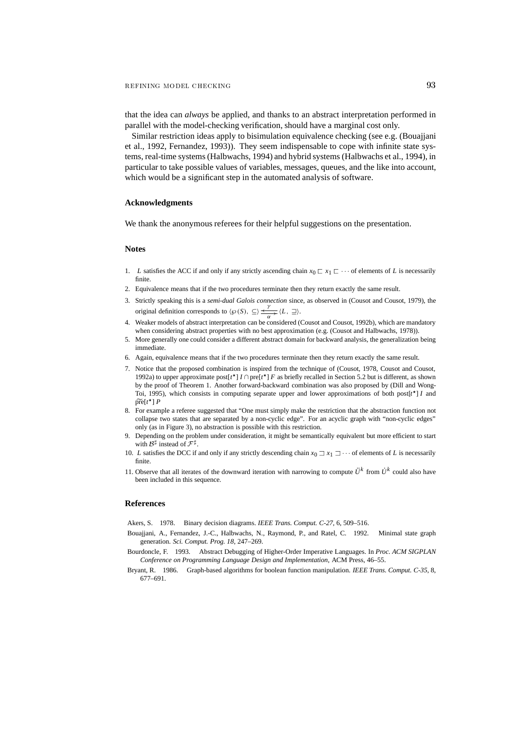that the idea can *always* be applied, and thanks to an abstract interpretation performed in parallel with the model-checking verification, should have a marginal cost only.

Similar restriction ideas apply to bisimulation equivalence checking (see e.g. (Bouajjani et al., 1992, Fernandez, 1993)). They seem indispensable to cope with infinite state systems, real-time systems (Halbwachs, 1994) and hybrid systems (Halbwachs et al., 1994), in particular to take possible values of variables, messages, queues, and the like into account, which would be a significant step in the automated analysis of software.

## Acknowledgments

We thank the anonymous referees for their helpful suggestions on the presentation.

## Notes

1. $L$ satisfies the ACC if and only if any strictly ascending chain $x_0 \sqsubset x_1 \sqsubset \cdots$ of elements of $L$ is necessarily finite.
2. Equivalence means that if the two procedures terminate then they return exactly the same result.
3. Strictly speaking this is a *semi-dual Galois connection* since, as observed in (Cousot and Cousot, 1979), the original definition corresponds to $\langle \wp(S), \subseteq \rangle \xrightleftharpoons[\alpha]{\gamma} \langle L, \sqsupseteq \rangle$.
4. Weaker models of abstract interpretation can be considered (Cousot and Cousot, 1992b), which are mandatory when considering abstract properties with no best approximation (e.g. (Cousot and Halbwachs, 1978)).
5. More generally one could consider a different abstract domain for backward analysis, the generalization being immediate.
6. Again, equivalence means that if the two procedures terminate then they return exactly the same result.
7. Notice that the proposed combination is inspired from the technique of (Cousot, 1978, Cousot and Cousot, 1992a) to upper approximate $\text{post}[t^\star]\, I \cap \text{pre}[t^\star]\, F$ as briefly recalled in Section 5.2 but is different, as shown by the proof of Theorem 1. Another forward-backward combination was also proposed by (Dill and Wong-Toi, 1995), which consists in computing separate upper and lower approximations of both $\text{post}[t^\star]\, I$ and $\widetilde{\text{pre}}[t^\star]\, P$
8. For example a referee suggested that "One must simply make the restriction that the abstraction function not collapse two states that are separated by a non-cyclic edge". For an acyclic graph with "non-cyclic edges" only (as in Figure 3), no abstraction is possible with this restriction.
9. Depending on the problem under consideration, it might be semantically equivalent but more efficient to start with $\mathcal{B}^\sharp$ instead of $\mathcal{F}^\sharp$.
10. $L$ satisfies the DCC if and only if any strictly descending chain $x_0 \sqsupset x_1 \sqsupset \cdots$ of elements of $L$ is necessarily finite.
11. Observe that all iterates of the downward iteration with narrowing to compute $\ddot{U}^k$ from $\dot{U}^k$ could also have been included in this sequence.

## References

Akers, S. 1978. Binary decision diagrams. *IEEE Trans. Comput. C-27*, 6, 509–516.

Bouajjani, A., Fernandez, J.-C., Halbwachs, N., Raymond, P., and Ratel, C. 1992. Minimal state graph generation. *Sci. Comput. Prog. 18*, 247–269.

Bourdoncle, F. 1993. Abstract Debugging of Higher-Order Imperative Languages. In *Proc. ACM SIGPLAN Conference on Programming Language Design and Implementation*, ACM Press, 46–55.

Bryant, R. 1986. Graph-based algorithms for boolean function manipulation. *IEEE Trans. Comput. C-35*, 8, 677–691.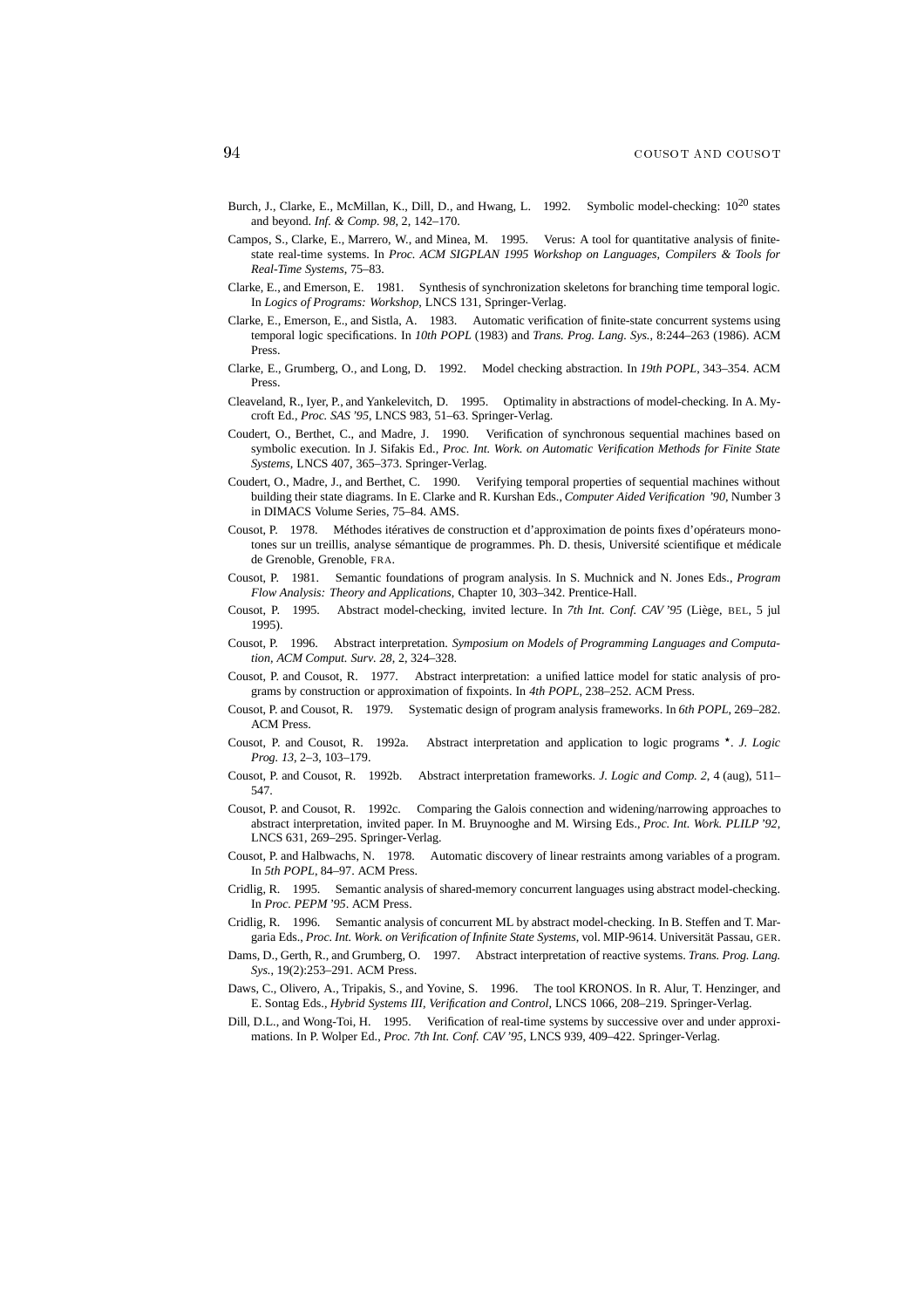Burch, J., Clarke, E., McMillan, K., Dill, D., and Hwang, L. 1992. Symbolic model-checking: $10^{20}$ states and beyond. *Inf. & Comp. 98*, 2, 142–170.

Campos, S., Clarke, E., Marrero, W., and Minea, M. 1995. Verus: A tool for quantitative analysis of finite-state real-time systems. In *Proc. ACM SIGPLAN 1995 Workshop on Languages, Compilers & Tools for Real-Time Systems*, 75–83.

Clarke, E., and Emerson, E. 1981. Synthesis of synchronization skeletons for branching time temporal logic. In *Logics of Programs: Workshop*, LNCS 131, Springer-Verlag.

Clarke, E., Emerson, E., and Sistla, A. 1983. Automatic verification of finite-state concurrent systems using temporal logic specifications. In *10th POPL* (1983) and *Trans. Prog. Lang. Sys.*, 8:244–263 (1986). ACM Press.

Clarke, E., Grumberg, O., and Long, D. 1992. Model checking abstraction. In *19th POPL*, 343–354. ACM Press.

Cleaveland, R., Iyer, P., and Yankelevitch, D. 1995. Optimality in abstractions of model-checking. In A. Mycroft Ed., *Proc. SAS '95*, LNCS 983, 51–63. Springer-Verlag.

Coudert, O., Berthet, C., and Madre, J. 1990. Verification of synchronous sequential machines based on symbolic execution. In J. Sifakis Ed., *Proc. Int. Work. on Automatic Verification Methods for Finite State Systems*, LNCS 407, 365–373. Springer-Verlag.

Coudert, O., Madre, J., and Berthet, C. 1990. Verifying temporal properties of sequential machines without building their state diagrams. In E. Clarke and R. Kurshan Eds., *Computer Aided Verification '90*, Number 3 in DIMACS Volume Series, 75–84. AMS.

Cousot, P. 1978. Méthodes itératives de construction et d'approximation de points fixes d'opérateurs monotones sur un treillis, analyse sémantique de programmes. Ph. D. thesis, Université scientifique et médicale de Grenoble, Grenoble, FRA.

Cousot, P. 1981. Semantic foundations of program analysis. In S. Muchnick and N. Jones Eds., *Program Flow Analysis: Theory and Applications*, Chapter 10, 303–342. Prentice-Hall.

Cousot, P. 1995. Abstract model-checking, invited lecture. In *7th Int. Conf. CAV '95* (Liège, BEL, 5 jul 1995).

Cousot, P. 1996. Abstract interpretation. *Symposium on Models of Programming Languages and Computation, ACM Comput. Surv. 28*, 2, 324–328.

Cousot, P. and Cousot, R. 1977. Abstract interpretation: a unified lattice model for static analysis of programs by construction or approximation of fixpoints. In *4th POPL*, 238–252. ACM Press.

Cousot, P. and Cousot, R. 1979. Systematic design of program analysis frameworks. In *6th POPL*, 269–282. ACM Press.

Cousot, P. and Cousot, R. 1992a. Abstract interpretation and application to logic programs ⋆. *J. Logic Prog. 13*, 2–3, 103–179.

Cousot, P. and Cousot, R. 1992b. Abstract interpretation frameworks. *J. Logic and Comp. 2*, 4 (aug), 511–547.

Cousot, P. and Cousot, R. 1992c. Comparing the Galois connection and widening/narrowing approaches to abstract interpretation, invited paper. In M. Bruynooghe and M. Wirsing Eds., *Proc. Int. Work. PLILP '92*, LNCS 631, 269–295. Springer-Verlag.

Cousot, P. and Halbwachs, N. 1978. Automatic discovery of linear restraints among variables of a program. In *5th POPL*, 84–97. ACM Press.

Cridlig, R. 1995. Semantic analysis of shared-memory concurrent languages using abstract model-checking. In *Proc. PEPM '95*. ACM Press.

Cridlig, R. 1996. Semantic analysis of concurrent ML by abstract model-checking. In B. Steffen and T. Margaria Eds., *Proc. Int. Work. on Verification of Infinite State Systems*, vol. MIP-9614. Universität Passau, GER.

Dams, D., Gerth, R., and Grumberg, O. 1997. Abstract interpretation of reactive systems. *Trans. Prog. Lang. Sys.*, 19(2):253–291. ACM Press.

Daws, C., Olivero, A., Tripakis, S., and Yovine, S. 1996. The tool KRONOS. In R. Alur, T. Henzinger, and E. Sontag Eds., *Hybrid Systems III, Verification and Control*, LNCS 1066, 208–219. Springer-Verlag.

Dill, D.L., and Wong-Toi, H. 1995. Verification of real-time systems by successive over and under approximations. In P. Wolper Ed., *Proc. 7th Int. Conf. CAV '95*, LNCS 939, 409–422. Springer-Verlag.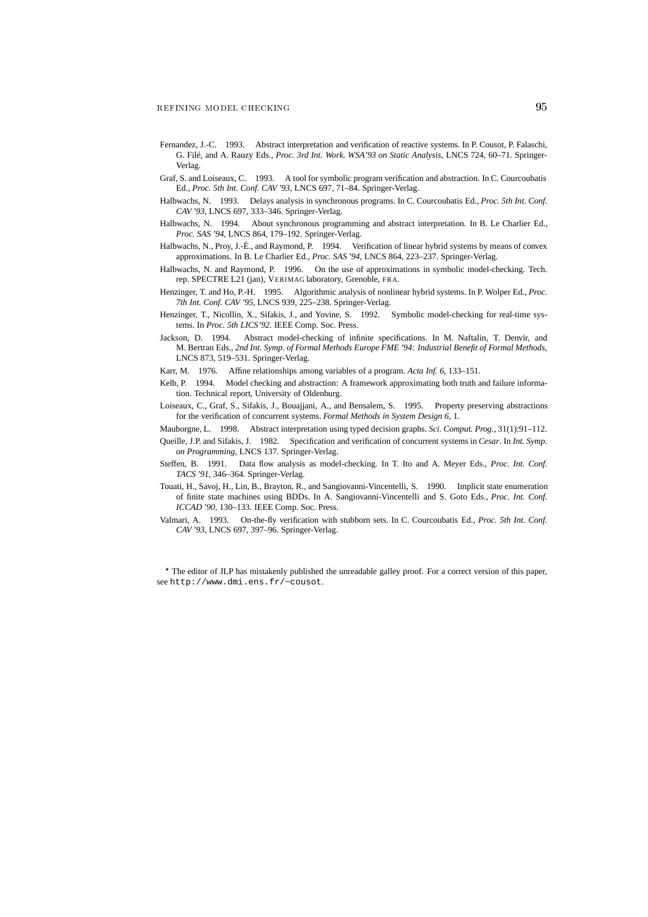Fernandez, J.-C. 1993. Abstract interpretation and verification of reactive systems. In P. Cousot, P. Falaschi, G. Filé, and A. Rauzy Eds., *Proc. 3rd Int. Work. WSA'93 on Static Analysis*, LNCS 724, 60–71. Springer-Verlag.

Graf, S. and Loiseaux, C. 1993. A tool for symbolic program verification and abstraction. In C. Courcoubatis Ed., *Proc. 5th Int. Conf. CAV '93*, LNCS 697, 71–84. Springer-Verlag.

Halbwachs, N. 1993. Delays analysis in synchronous programs. In C. Courcoubatis Ed., *Proc. 5th Int. Conf. CAV '93*, LNCS 697, 333–346. Springer-Verlag.

Halbwachs, N. 1994. About synchronous programming and abstract interpretation. In B. Le Charlier Ed., *Proc. SAS '94*, LNCS 864, 179–192. Springer-Verlag.

Halbwachs, N., Proy, J.-É., and Raymond, P. 1994. Verification of linear hybrid systems by means of convex approximations. In B. Le Charlier Ed., *Proc. SAS '94*, LNCS 864, 223–237. Springer-Verlag.

Halbwachs, N. and Raymond, P. 1996. On the use of approximations in symbolic model-checking. Tech. rep. SPECTRE L21 (jan), VERIMAG laboratory, Grenoble, FRA.

Henzinger, T. and Ho, P.-H. 1995. Algorithmic analysis of nonlinear hybrid systems. In P. Wolper Ed., *Proc. 7th Int. Conf. CAV '95*, LNCS 939, 225–238. Springer-Verlag.

Henzinger, T., Nicollin, X., Sifakis, J., and Yovine, S. 1992. Symbolic model-checking for real-time systems. In *Proc. 5th LICS'92*. IEEE Comp. Soc. Press.

Jackson, D. 1994. Abstract model-checking of infinite specifications. In M. Naftalin, T. Denvir, and M. Bertran Eds., *2nd Int. Symp. of Formal Methods Europe FME '94: Industrial Benefit of Formal Methods*, LNCS 873, 519–531. Springer-Verlag.

Karr, M. 1976. Affine relationships among variables of a program. *Acta Inf. 6*, 133–151.

Kelb, P. 1994. Model checking and abstraction: A framework approximating both truth and failure information. Technical report, University of Oldenburg.

Loiseaux, C., Graf, S., Sifakis, J., Bouajjani, A., and Bensalem, S. 1995. Property preserving abstractions for the verification of concurrent systems. *Formal Methods in System Design 6*, 1.

Mauborgne, L. 1998. Abstract interpretation using typed decision graphs. *Sci. Comput. Prog.*, 31(1):91–112.

Queille, J.P. and Sifakis, J. 1982. Specification and verification of concurrent systems in *Cesar*. In *Int. Symp. on Programming*, LNCS 137. Springer-Verlag.

Steffen, B. 1991. Data flow analysis as model-checking. In T. Ito and A. Meyer Eds., *Proc. Int. Conf. TACS '91*, 346–364. Springer-Verlag.

Touati, H., Savoj, H., Lin, B., Brayton, R., and Sangiovanni-Vincentelli, S. 1990. Implicit state enumeration of finite state machines using BDDs. In A. Sangiovanni-Vincentelli and S. Goto Eds., *Proc. Int. Conf. ICCAD '90*, 130–133. IEEE Comp. Soc. Press.

Valmari, A. 1993. On-the-fly verification with stubborn sets. In C. Courcoubatis Ed., *Proc. 5th Int. Conf. CAV '93*, LNCS 697, 397–96. Springer-Verlag.

⋆ The editor of JLP has mistakenly published the unreadable galley proof. For a correct version of this paper, see `http://www.dmi.ens.fr/~cousot`.